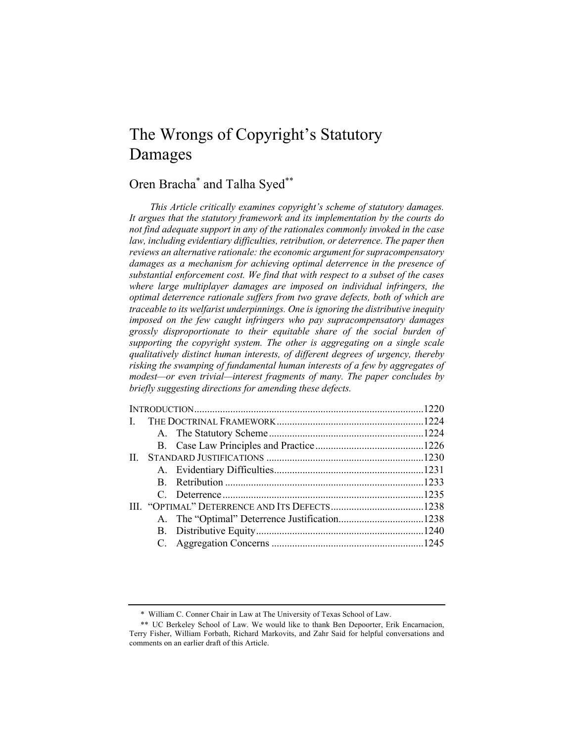# The Wrongs of Copyright's Statutory Damages

## Oren Bracha[*] and Talha Syed[**]

*This Article critically examines copyright's scheme of statutory damages. It argues that the statutory framework and its implementation by the courts do not find adequate support in any of the rationales commonly invoked in the case law, including evidentiary difficulties, retribution, or deterrence. The paper then reviews an alternative rationale: the economic argument for supracompensatory damages as a mechanism for achieving optimal deterrence in the presence of substantial enforcement cost. We find that with respect to a subset of the cases where large multiplayer damages are imposed on individual infringers, the optimal deterrence rationale suffers from two grave defects, both of which are traceable to its welfarist underpinnings. One is ignoring the distributive inequity imposed on the few caught infringers who pay supracompensatory damages grossly disproportionate to their equitable share of the social burden of supporting the copyright system. The other is aggregating on a single scale qualitatively distinct human interests, of different degrees of urgency, thereby risking the swamping of fundamental human interests of a few by aggregates of modest—or even trivial—interest fragments of many. The paper concludes by briefly suggesting directions for amending these defects.*

| | |
|---|---|
| INTRODUCTION | 1220 |
| I. THE DOCTRINAL FRAMEWORK | 1224 |
| A. The Statutory Scheme | 1224 |
| B. Case Law Principles and Practice | 1226 |
| II. STANDARD JUSTIFICATIONS | 1230 |
| A. Evidentiary Difficulties | 1231 |
| B. Retribution | 1233 |
| C. Deterrence | 1235 |
| III. "OPTIMAL" DETERRENCE AND ITS DEFECTS | 1238 |
| A. The "Optimal" Deterrence Justification | 1238 |
| B. Distributive Equity | 1240 |
| C. Aggregation Concerns | 1245 |

---

[*] William C. Conner Chair in Law at The University of Texas School of Law.

[**] UC Berkeley School of Law. We would like to thank Ben Depoorter, Erik Encarnacion, Terry Fisher, William Forbath, Richard Markovits, and Zahr Said for helpful conversations and comments on an earlier draft of this Article.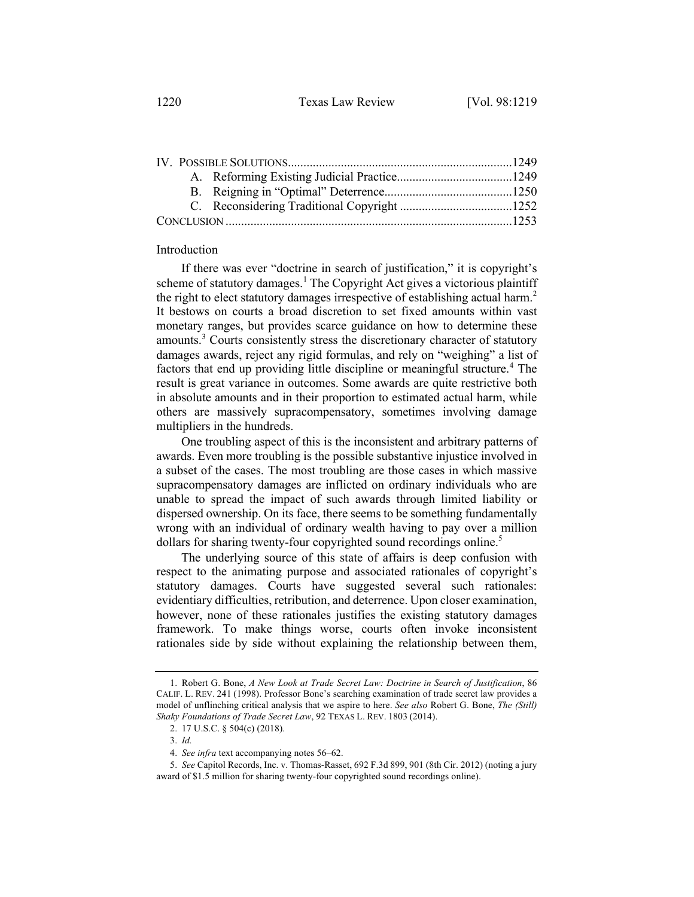| | |
|---|---|
| IV. Possible Solutions | 1249 |
| A. Reforming Existing Judicial Practice | 1249 |
| B. Reigning in "Optimal" Deterrence | 1250 |
| C. Reconsidering Traditional Copyright | 1252 |
| Conclusion | 1253 |

## Introduction

If there was ever "doctrine in search of justification," it is copyright's scheme of statutory damages.[1] The Copyright Act gives a victorious plaintiff the right to elect statutory damages irrespective of establishing actual harm.[2] It bestows on courts a broad discretion to set fixed amounts within vast monetary ranges, but provides scarce guidance on how to determine these amounts.[3] Courts consistently stress the discretionary character of statutory damages awards, reject any rigid formulas, and rely on "weighing" a list of factors that end up providing little discipline or meaningful structure.[4] The result is great variance in outcomes. Some awards are quite restrictive both in absolute amounts and in their proportion to estimated actual harm, while others are massively supracompensatory, sometimes involving damage multipliers in the hundreds.

One troubling aspect of this is the inconsistent and arbitrary patterns of awards. Even more troubling is the possible substantive injustice involved in a subset of the cases. The most troubling are those cases in which massive supracompensatory damages are inflicted on ordinary individuals who are unable to spread the impact of such awards through limited liability or dispersed ownership. On its face, there seems to be something fundamentally wrong with an individual of ordinary wealth having to pay over a million dollars for sharing twenty-four copyrighted sound recordings online.[5]

The underlying source of this state of affairs is deep confusion with respect to the animating purpose and associated rationales of copyright's statutory damages. Courts have suggested several such rationales: evidentiary difficulties, retribution, and deterrence. Upon closer examination, however, none of these rationales justifies the existing statutory damages framework. To make things worse, courts often invoke inconsistent rationales side by side without explaining the relationship between them,

---

1. Robert G. Bone, *A New Look at Trade Secret Law: Doctrine in Search of Justification*, 86 Calif. L. Rev. 241 (1998). Professor Bone's searching examination of trade secret law provides a model of unflinching critical analysis that we aspire to here. *See also* Robert G. Bone, *The (Still) Shaky Foundations of Trade Secret Law*, 92 Texas L. Rev. 1803 (2014).

2. 17 U.S.C. § 504(c) (2018).

3. *Id.*

4. *See infra* text accompanying notes 56–62.

5. *See* Capitol Records, Inc. v. Thomas-Rasset, 692 F.3d 899, 901 (8th Cir. 2012) (noting a jury award of $1.5 million for sharing twenty-four copyrighted sound recordings online).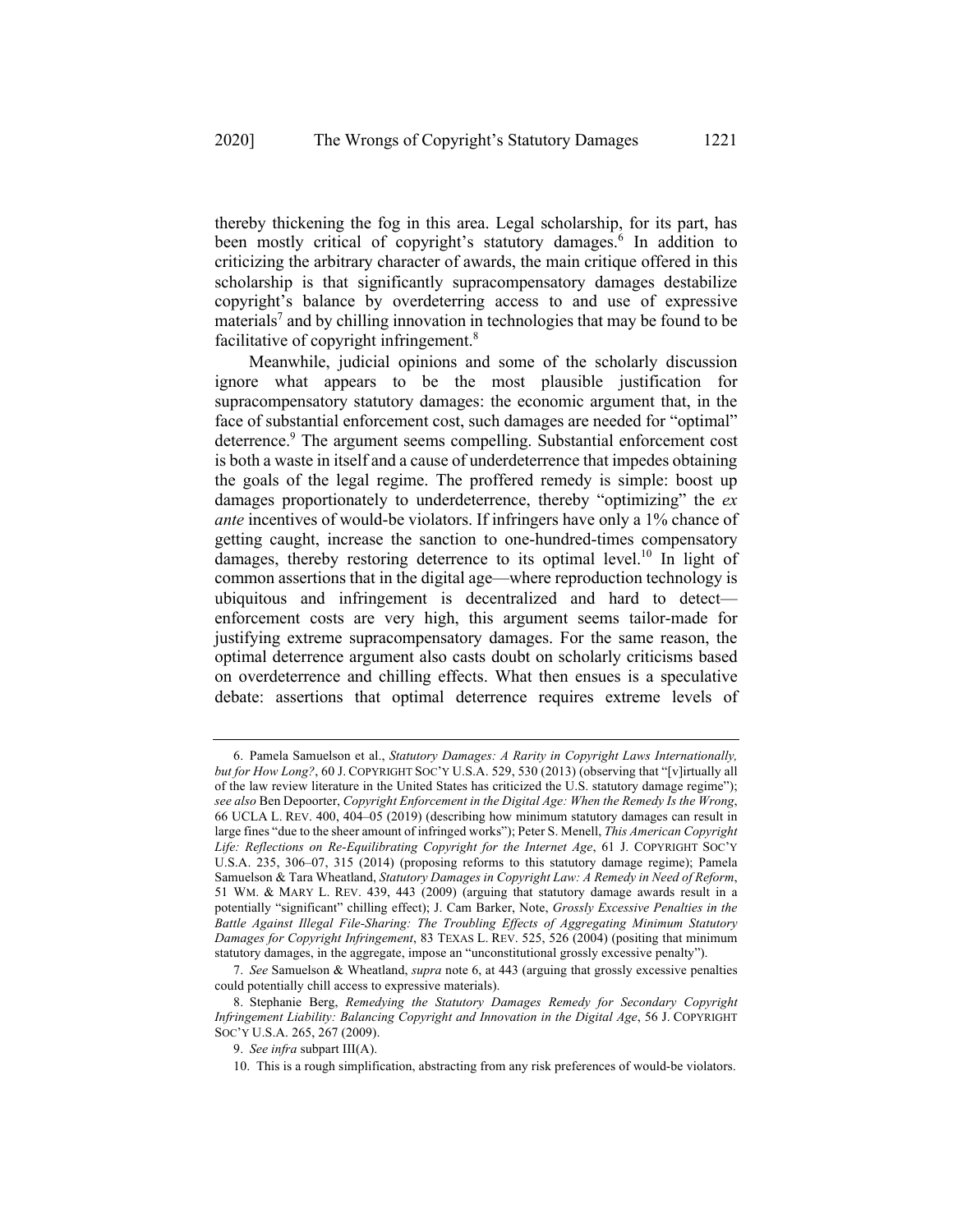thereby thickening the fog in this area. Legal scholarship, for its part, has been mostly critical of copyright's statutory damages.[6] In addition to criticizing the arbitrary character of awards, the main critique offered in this scholarship is that significantly supracompensatory damages destabilize copyright's balance by overdeterring access to and use of expressive materials[7] and by chilling innovation in technologies that may be found to be facilitative of copyright infringement.[8]

Meanwhile, judicial opinions and some of the scholarly discussion ignore what appears to be the most plausible justification for supracompensatory statutory damages: the economic argument that, in the face of substantial enforcement cost, such damages are needed for "optimal" deterrence.[9] The argument seems compelling. Substantial enforcement cost is both a waste in itself and a cause of underdeterrence that impedes obtaining the goals of the legal regime. The proffered remedy is simple: boost up damages proportionately to underdeterrence, thereby "optimizing" the *ex ante* incentives of would-be violators. If infringers have only a 1% chance of getting caught, increase the sanction to one-hundred-times compensatory damages, thereby restoring deterrence to its optimal level.[10] In light of common assertions that in the digital age—where reproduction technology is ubiquitous and infringement is decentralized and hard to detect—enforcement costs are very high, this argument seems tailor-made for justifying extreme supracompensatory damages. For the same reason, the optimal deterrence argument also casts doubt on scholarly criticisms based on overdeterrence and chilling effects. What then ensues is a speculative debate: assertions that optimal deterrence requires extreme levels of

---

6. Pamela Samuelson et al., *Statutory Damages: A Rarity in Copyright Laws Internationally, but for How Long?*, 60 J. COPYRIGHT SOC'Y U.S.A. 529, 530 (2013) (observing that "[v]irtually all of the law review literature in the United States has criticized the U.S. statutory damage regime"); *see also* Ben Depoorter, *Copyright Enforcement in the Digital Age: When the Remedy Is the Wrong*, 66 UCLA L. REV. 400, 404–05 (2019) (describing how minimum statutory damages can result in large fines "due to the sheer amount of infringed works"); Peter S. Menell, *This American Copyright Life: Reflections on Re-Equilibrating Copyright for the Internet Age*, 61 J. COPYRIGHT SOC'Y U.S.A. 235, 306–07, 315 (2014) (proposing reforms to this statutory damage regime); Pamela Samuelson & Tara Wheatland, *Statutory Damages in Copyright Law: A Remedy in Need of Reform*, 51 WM. & MARY L. REV. 439, 443 (2009) (arguing that statutory damage awards result in a potentially "significant" chilling effect); J. Cam Barker, Note, *Grossly Excessive Penalties in the Battle Against Illegal File-Sharing: The Troubling Effects of Aggregating Minimum Statutory Damages for Copyright Infringement*, 83 TEXAS L. REV. 525, 526 (2004) (positing that minimum statutory damages, in the aggregate, impose an "unconstitutional grossly excessive penalty").

7. *See* Samuelson & Wheatland, *supra* note 6, at 443 (arguing that grossly excessive penalties could potentially chill access to expressive materials).

8. Stephanie Berg, *Remedying the Statutory Damages Remedy for Secondary Copyright Infringement Liability: Balancing Copyright and Innovation in the Digital Age*, 56 J. COPYRIGHT SOC'Y U.S.A. 265, 267 (2009).

9. *See infra* subpart III(A).

10. This is a rough simplification, abstracting from any risk preferences of would-be violators.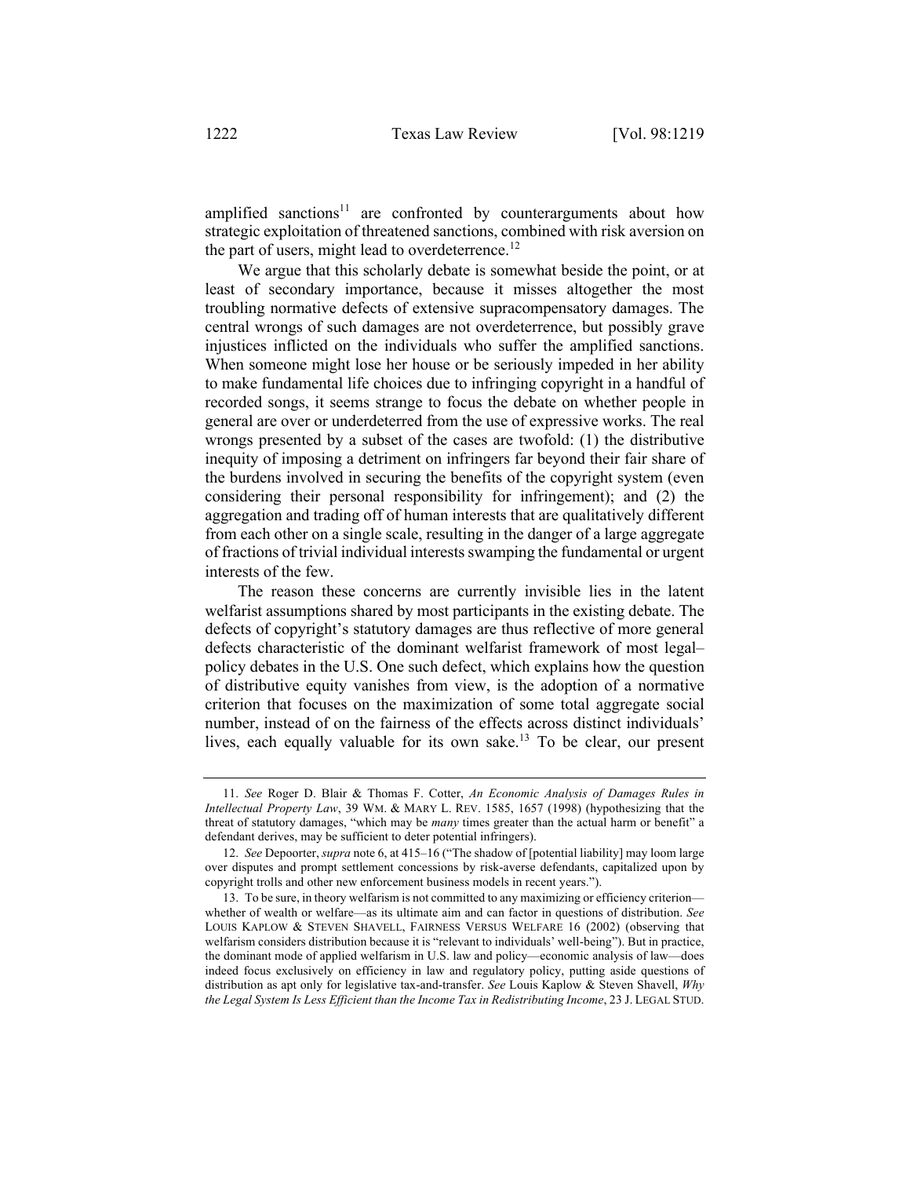amplified sanctions[11] are confronted by counterarguments about how strategic exploitation of threatened sanctions, combined with risk aversion on the part of users, might lead to overdeterrence.[12]

We argue that this scholarly debate is somewhat beside the point, or at least of secondary importance, because it misses altogether the most troubling normative defects of extensive supracompensatory damages. The central wrongs of such damages are not overdeterrence, but possibly grave injustices inflicted on the individuals who suffer the amplified sanctions. When someone might lose her house or be seriously impeded in her ability to make fundamental life choices due to infringing copyright in a handful of recorded songs, it seems strange to focus the debate on whether people in general are over or underdeterred from the use of expressive works. The real wrongs presented by a subset of the cases are twofold: (1) the distributive inequity of imposing a detriment on infringers far beyond their fair share of the burdens involved in securing the benefits of the copyright system (even considering their personal responsibility for infringement); and (2) the aggregation and trading off of human interests that are qualitatively different from each other on a single scale, resulting in the danger of a large aggregate of fractions of trivial individual interests swamping the fundamental or urgent interests of the few.

The reason these concerns are currently invisible lies in the latent welfarist assumptions shared by most participants in the existing debate. The defects of copyright's statutory damages are thus reflective of more general defects characteristic of the dominant welfarist framework of most legal–policy debates in the U.S. One such defect, which explains how the question of distributive equity vanishes from view, is the adoption of a normative criterion that focuses on the maximization of some total aggregate social number, instead of on the fairness of the effects across distinct individuals' lives, each equally valuable for its own sake.[13] To be clear, our present

---

11. *See* Roger D. Blair & Thomas F. Cotter, *An Economic Analysis of Damages Rules in Intellectual Property Law*, 39 WM. & MARY L. REV. 1585, 1657 (1998) (hypothesizing that the threat of statutory damages, "which may be *many* times greater than the actual harm or benefit" a defendant derives, may be sufficient to deter potential infringers).

12. *See* Depoorter, *supra* note 6, at 415–16 ("The shadow of [potential liability] may loom large over disputes and prompt settlement concessions by risk-averse defendants, capitalized upon by copyright trolls and other new enforcement business models in recent years.").

13. To be sure, in theory welfarism is not committed to any maximizing or efficiency criterion—whether of wealth or welfare—as its ultimate aim and can factor in questions of distribution. *See* LOUIS KAPLOW & STEVEN SHAVELL, FAIRNESS VERSUS WELFARE 16 (2002) (observing that welfarism considers distribution because it is "relevant to individuals' well-being"). But in practice, the dominant mode of applied welfarism in U.S. law and policy—economic analysis of law—does indeed focus exclusively on efficiency in law and regulatory policy, putting aside questions of distribution as apt only for legislative tax-and-transfer. *See* Louis Kaplow & Steven Shavell, *Why the Legal System Is Less Efficient than the Income Tax in Redistributing Income*, 23 J. LEGAL STUD.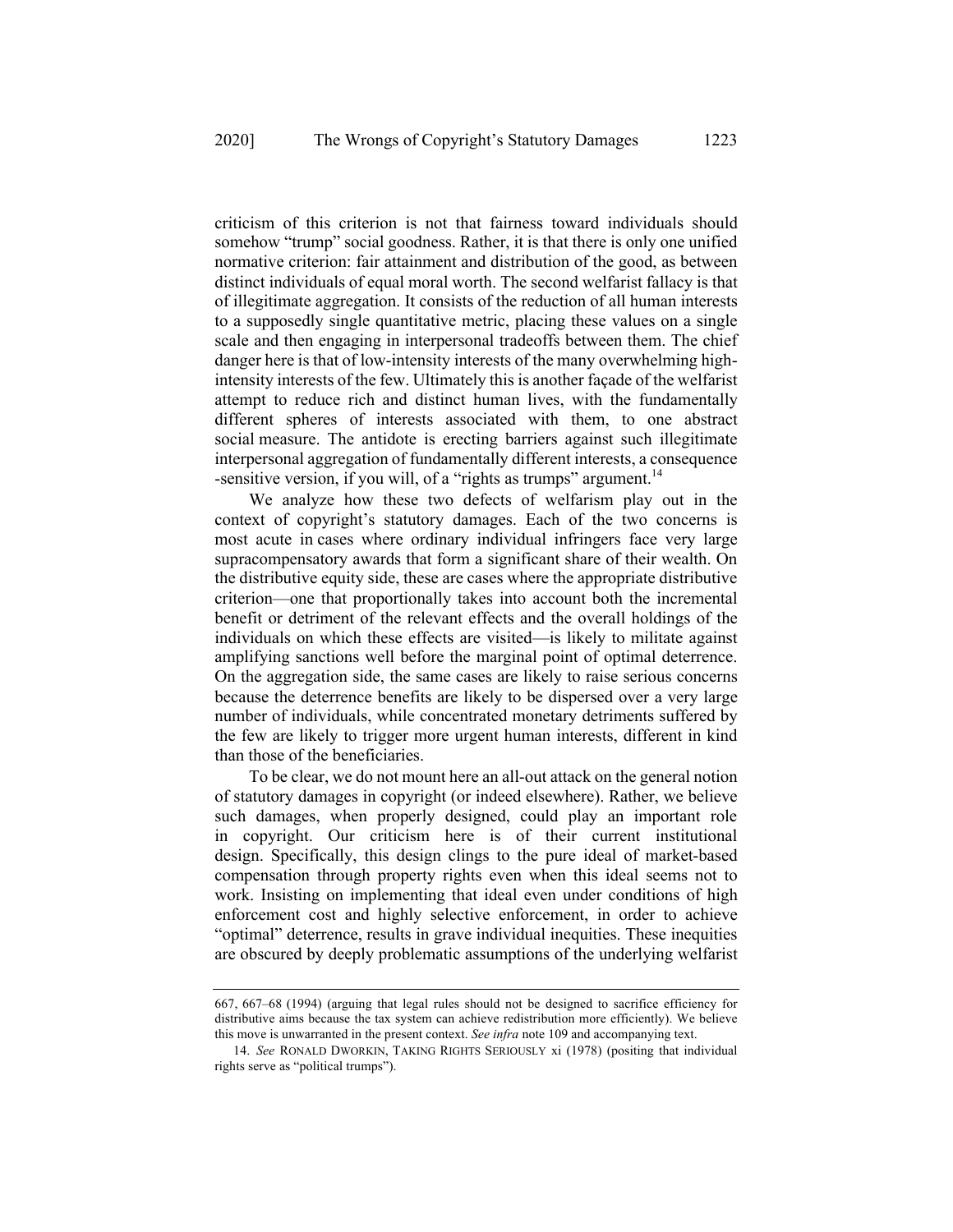criticism of this criterion is not that fairness toward individuals should somehow "trump" social goodness. Rather, it is that there is only one unified normative criterion: fair attainment and distribution of the good, as between distinct individuals of equal moral worth. The second welfarist fallacy is that of illegitimate aggregation. It consists of the reduction of all human interests to a supposedly single quantitative metric, placing these values on a single scale and then engaging in interpersonal tradeoffs between them. The chief danger here is that of low-intensity interests of the many overwhelming high-intensity interests of the few. Ultimately this is another façade of the welfarist attempt to reduce rich and distinct human lives, with the fundamentally different spheres of interests associated with them, to one abstract social measure. The antidote is erecting barriers against such illegitimate interpersonal aggregation of fundamentally different interests, a consequence -sensitive version, if you will, of a "rights as trumps" argument.[14]

We analyze how these two defects of welfarism play out in the context of copyright's statutory damages. Each of the two concerns is most acute in cases where ordinary individual infringers face very large supracompensatory awards that form a significant share of their wealth. On the distributive equity side, these are cases where the appropriate distributive criterion—one that proportionally takes into account both the incremental benefit or detriment of the relevant effects and the overall holdings of the individuals on which these effects are visited—is likely to militate against amplifying sanctions well before the marginal point of optimal deterrence. On the aggregation side, the same cases are likely to raise serious concerns because the deterrence benefits are likely to be dispersed over a very large number of individuals, while concentrated monetary detriments suffered by the few are likely to trigger more urgent human interests, different in kind than those of the beneficiaries.

To be clear, we do not mount here an all-out attack on the general notion of statutory damages in copyright (or indeed elsewhere). Rather, we believe such damages, when properly designed, could play an important role in copyright. Our criticism here is of their current institutional design. Specifically, this design clings to the pure ideal of market-based compensation through property rights even when this ideal seems not to work. Insisting on implementing that ideal even under conditions of high enforcement cost and highly selective enforcement, in order to achieve "optimal" deterrence, results in grave individual inequities. These inequities are obscured by deeply problematic assumptions of the underlying welfarist

---

667, 667–68 (1994) (arguing that legal rules should not be designed to sacrifice efficiency for distributive aims because the tax system can achieve redistribution more efficiently). We believe this move is unwarranted in the present context. *See infra* note 109 and accompanying text.

14. *See* RONALD DWORKIN, TAKING RIGHTS SERIOUSLY xi (1978) (positing that individual rights serve as "political trumps").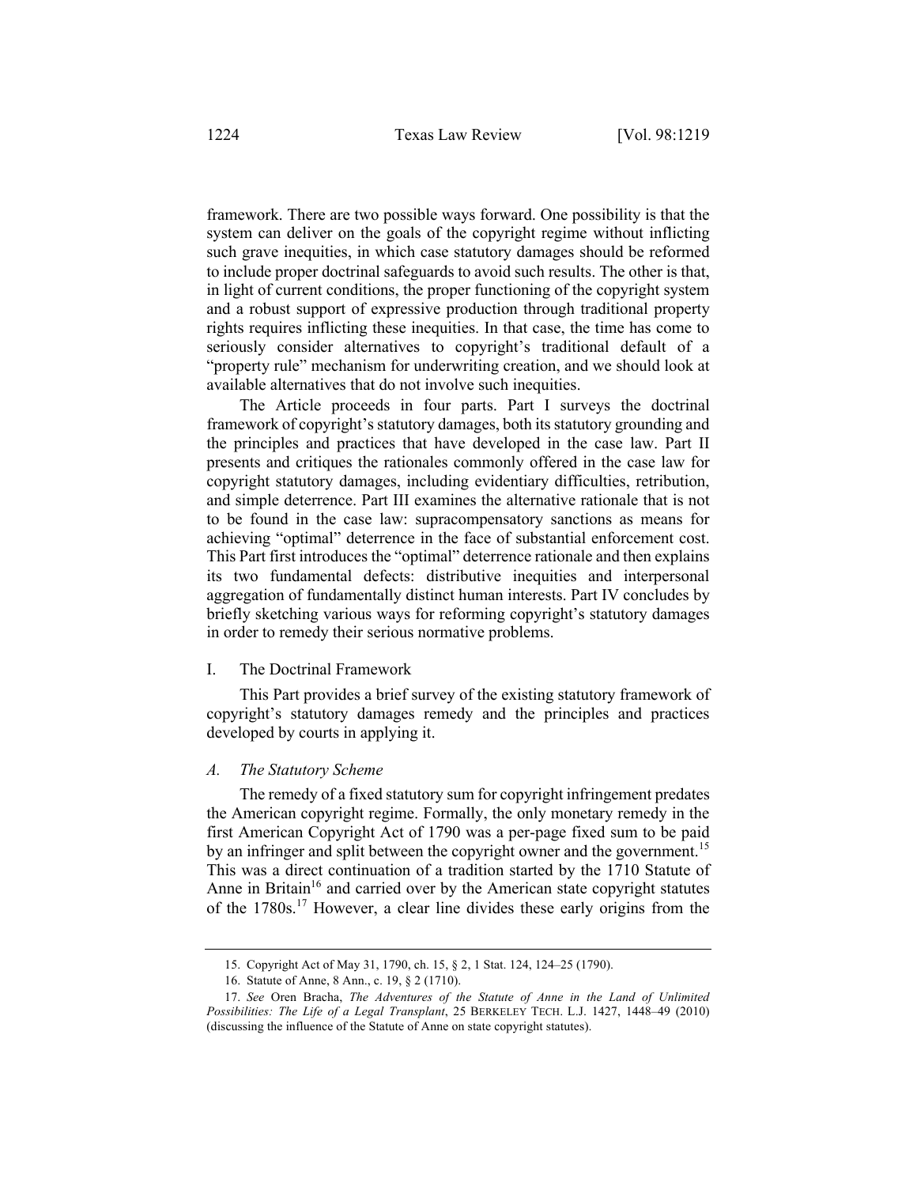framework. There are two possible ways forward. One possibility is that the system can deliver on the goals of the copyright regime without inflicting such grave inequities, in which case statutory damages should be reformed to include proper doctrinal safeguards to avoid such results. The other is that, in light of current conditions, the proper functioning of the copyright system and a robust support of expressive production through traditional property rights requires inflicting these inequities. In that case, the time has come to seriously consider alternatives to copyright's traditional default of a "property rule" mechanism for underwriting creation, and we should look at available alternatives that do not involve such inequities.

The Article proceeds in four parts. Part I surveys the doctrinal framework of copyright's statutory damages, both its statutory grounding and the principles and practices that have developed in the case law. Part II presents and critiques the rationales commonly offered in the case law for copyright statutory damages, including evidentiary difficulties, retribution, and simple deterrence. Part III examines the alternative rationale that is not to be found in the case law: supracompensatory sanctions as means for achieving "optimal" deterrence in the face of substantial enforcement cost. This Part first introduces the "optimal" deterrence rationale and then explains its two fundamental defects: distributive inequities and interpersonal aggregation of fundamentally distinct human interests. Part IV concludes by briefly sketching various ways for reforming copyright's statutory damages in order to remedy their serious normative problems.

## I. The Doctrinal Framework

This Part provides a brief survey of the existing statutory framework of copyright's statutory damages remedy and the principles and practices developed by courts in applying it.

### *A. The Statutory Scheme*

The remedy of a fixed statutory sum for copyright infringement predates the American copyright regime. Formally, the only monetary remedy in the first American Copyright Act of 1790 was a per-page fixed sum to be paid by an infringer and split between the copyright owner and the government.[15] This was a direct continuation of a tradition started by the 1710 Statute of Anne in Britain[16] and carried over by the American state copyright statutes of the 1780s.[17] However, a clear line divides these early origins from the

---

15. Copyright Act of May 31, 1790, ch. 15, § 2, 1 Stat. 124, 124–25 (1790).

16. Statute of Anne, 8 Ann., c. 19, § 2 (1710).

17. *See* Oren Bracha, *The Adventures of the Statute of Anne in the Land of Unlimited Possibilities: The Life of a Legal Transplant*, 25 BERKELEY TECH. L.J. 1427, 1448–49 (2010) (discussing the influence of the Statute of Anne on state copyright statutes).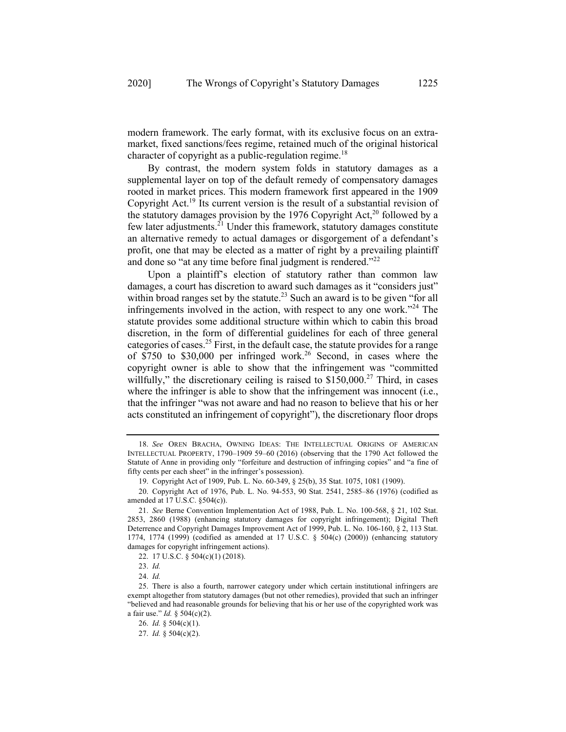modern framework. The early format, with its exclusive focus on an extra-market, fixed sanctions/fees regime, retained much of the original historical character of copyright as a public-regulation regime.[18]

By contrast, the modern system folds in statutory damages as a supplemental layer on top of the default remedy of compensatory damages rooted in market prices. This modern framework first appeared in the 1909 Copyright Act.[19] Its current version is the result of a substantial revision of the statutory damages provision by the 1976 Copyright Act,[20] followed by a few later adjustments.[21] Under this framework, statutory damages constitute an alternative remedy to actual damages or disgorgement of a defendant's profit, one that may be elected as a matter of right by a prevailing plaintiff and done so "at any time before final judgment is rendered."[22]

Upon a plaintiff's election of statutory rather than common law damages, a court has discretion to award such damages as it "considers just" within broad ranges set by the statute.[23] Such an award is to be given "for all infringements involved in the action, with respect to any one work."[24] The statute provides some additional structure within which to cabin this broad discretion, in the form of differential guidelines for each of three general categories of cases.[25] First, in the default case, the statute provides for a range of $750 to $30,000 per infringed work.[26] Second, in cases where the copyright owner is able to show that the infringement was "committed willfully," the discretionary ceiling is raised to $150,000.[27] Third, in cases where the infringer is able to show that the infringement was innocent (i.e., that the infringer "was not aware and had no reason to believe that his or her acts constituted an infringement of copyright"), the discretionary floor drops

---

18. *See* OREN BRACHA, OWNING IDEAS: THE INTELLECTUAL ORIGINS OF AMERICAN INTELLECTUAL PROPERTY, 1790–1909 59–60 (2016) (observing that the 1790 Act followed the Statute of Anne in providing only "forfeiture and destruction of infringing copies" and "a fine of fifty cents per each sheet" in the infringer's possession).

19. Copyright Act of 1909, Pub. L. No. 60-349, § 25(b), 35 Stat. 1075, 1081 (1909).

20. Copyright Act of 1976, Pub. L. No. 94-553, 90 Stat. 2541, 2585–86 (1976) (codified as amended at 17 U.S.C. §504(c)).

21. *See* Berne Convention Implementation Act of 1988, Pub. L. No. 100-568, § 21, 102 Stat. 2853, 2860 (1988) (enhancing statutory damages for copyright infringement); Digital Theft Deterrence and Copyright Damages Improvement Act of 1999, Pub. L. No. 106-160, § 2, 113 Stat. 1774, 1774 (1999) (codified as amended at 17 U.S.C. § 504(c) (2000)) (enhancing statutory damages for copyright infringement actions).

22. 17 U.S.C. § 504(c)(1) (2018).

23. *Id.*

24. *Id.*

25. There is also a fourth, narrower category under which certain institutional infringers are exempt altogether from statutory damages (but not other remedies), provided that such an infringer "believed and had reasonable grounds for believing that his or her use of the copyrighted work was a fair use." *Id.* § 504(c)(2).

26. *Id.* § 504(c)(1).

27. *Id.* § 504(c)(2).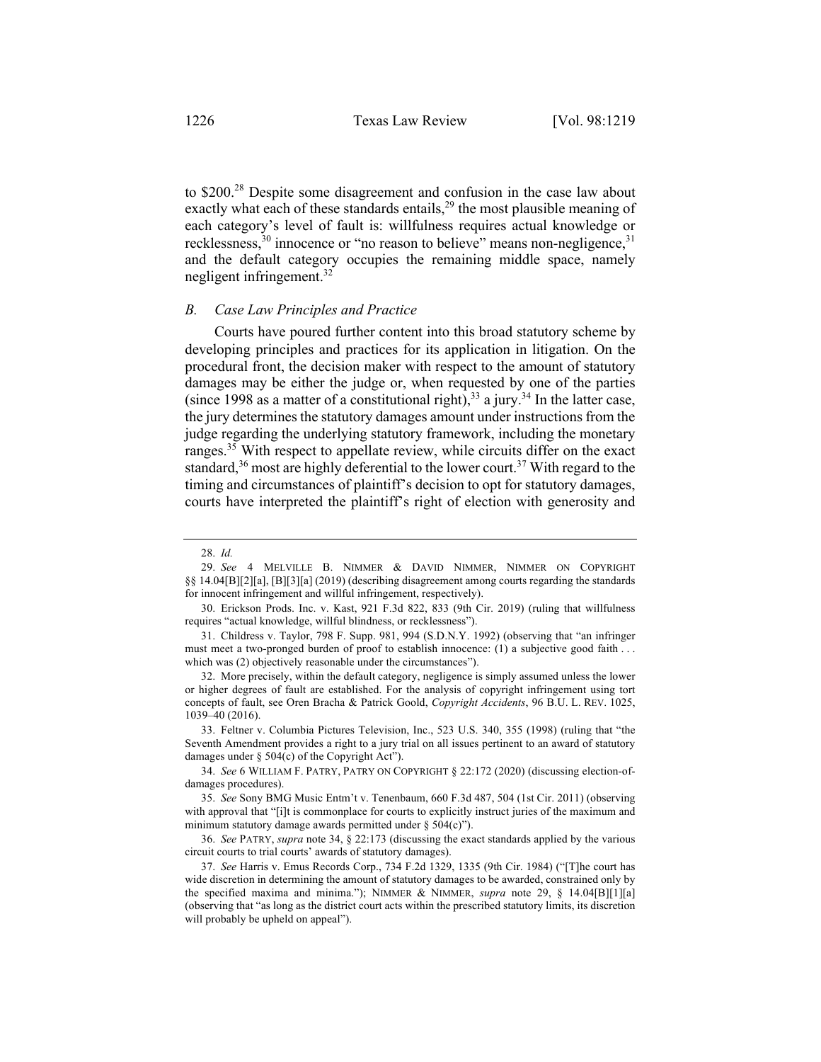to $200.[28] Despite some disagreement and confusion in the case law about exactly what each of these standards entails,[29] the most plausible meaning of each category's level of fault is: willfulness requires actual knowledge or recklessness,[30] innocence or "no reason to believe" means non-negligence,[31] and the default category occupies the remaining middle space, namely negligent infringement.[32]

### *B. Case Law Principles and Practice*

Courts have poured further content into this broad statutory scheme by developing principles and practices for its application in litigation. On the procedural front, the decision maker with respect to the amount of statutory damages may be either the judge or, when requested by one of the parties (since 1998 as a matter of a constitutional right),[33] a jury.[34] In the latter case, the jury determines the statutory damages amount under instructions from the judge regarding the underlying statutory framework, including the monetary ranges.[35] With respect to appellate review, while circuits differ on the exact standard,[36] most are highly deferential to the lower court.[37] With regard to the timing and circumstances of plaintiff's decision to opt for statutory damages, courts have interpreted the plaintiff's right of election with generosity and

---

28. *Id.*

29. *See* 4 MELVILLE B. NIMMER & DAVID NIMMER, NIMMER ON COPYRIGHT §§ 14.04[B][2][a], [B][3][a] (2019) (describing disagreement among courts regarding the standards for innocent infringement and willful infringement, respectively).

30. Erickson Prods. Inc. v. Kast, 921 F.3d 822, 833 (9th Cir. 2019) (ruling that willfulness requires "actual knowledge, willful blindness, or recklessness").

31. Childress v. Taylor, 798 F. Supp. 981, 994 (S.D.N.Y. 1992) (observing that "an infringer must meet a two-pronged burden of proof to establish innocence: (1) a subjective good faith . . . which was (2) objectively reasonable under the circumstances").

32. More precisely, within the default category, negligence is simply assumed unless the lower or higher degrees of fault are established. For the analysis of copyright infringement using tort concepts of fault, see Oren Bracha & Patrick Goold, *Copyright Accidents*, 96 B.U. L. REV. 1025, 1039–40 (2016).

33. Feltner v. Columbia Pictures Television, Inc., 523 U.S. 340, 355 (1998) (ruling that "the Seventh Amendment provides a right to a jury trial on all issues pertinent to an award of statutory damages under § 504(c) of the Copyright Act").

34. *See* 6 WILLIAM F. PATRY, PATRY ON COPYRIGHT § 22:172 (2020) (discussing election-of-damages procedures).

35. *See* Sony BMG Music Entm't v. Tenenbaum, 660 F.3d 487, 504 (1st Cir. 2011) (observing with approval that "[i]t is commonplace for courts to explicitly instruct juries of the maximum and minimum statutory damage awards permitted under § 504(c)").

36. *See* PATRY, *supra* note 34, § 22:173 (discussing the exact standards applied by the various circuit courts to trial courts' awards of statutory damages).

37. *See* Harris v. Emus Records Corp., 734 F.2d 1329, 1335 (9th Cir. 1984) ("[T]he court has wide discretion in determining the amount of statutory damages to be awarded, constrained only by the specified maxima and minima."); NIMMER & NIMMER, *supra* note 29, § 14.04[B][1][a] (observing that "as long as the district court acts within the prescribed statutory limits, its discretion will probably be upheld on appeal").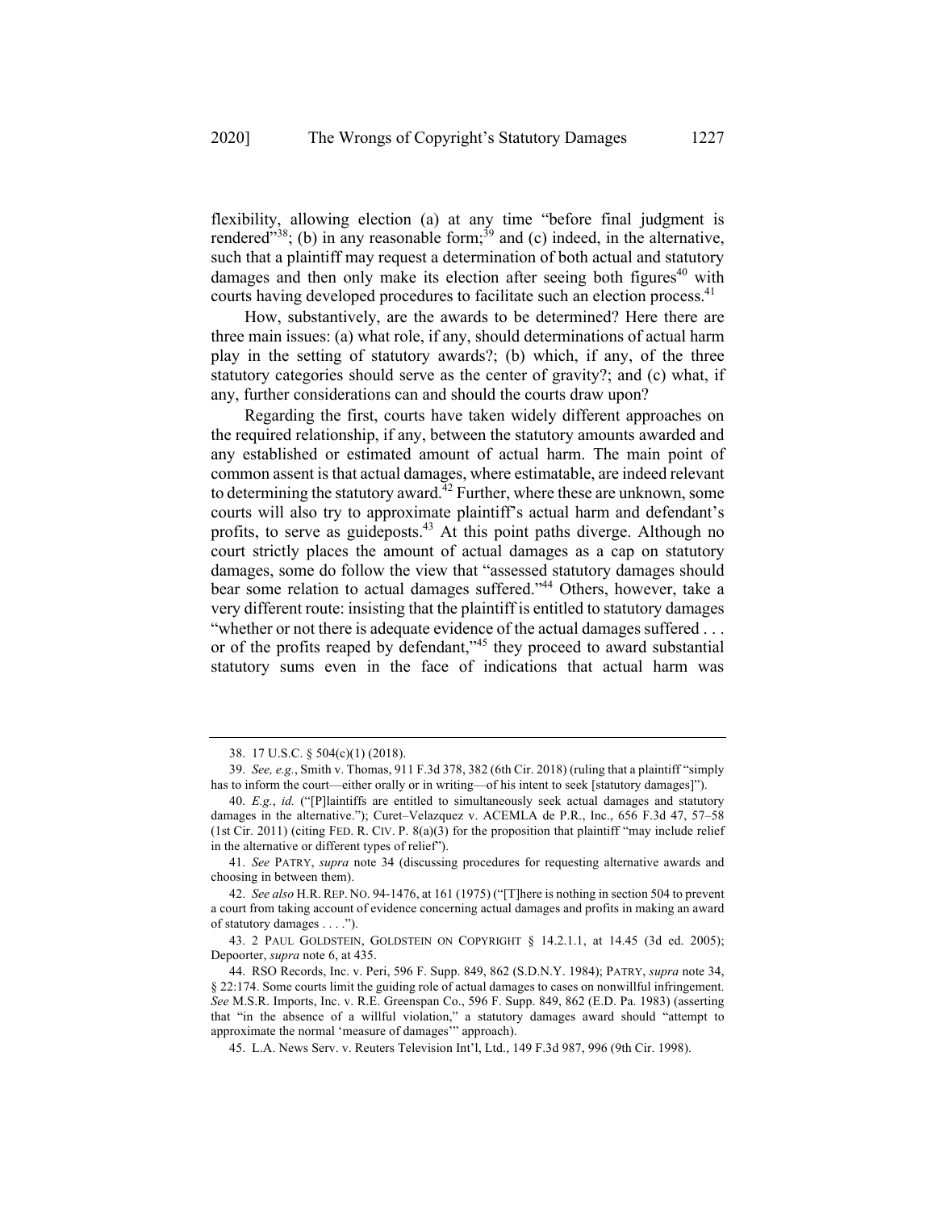flexibility, allowing election (a) at any time "before final judgment is rendered"[38]; (b) in any reasonable form;[39] and (c) indeed, in the alternative, such that a plaintiff may request a determination of both actual and statutory damages and then only make its election after seeing both figures[40] with courts having developed procedures to facilitate such an election process.[41]

How, substantively, are the awards to be determined? Here there are three main issues: (a) what role, if any, should determinations of actual harm play in the setting of statutory awards?; (b) which, if any, of the three statutory categories should serve as the center of gravity?; and (c) what, if any, further considerations can and should the courts draw upon?

Regarding the first, courts have taken widely different approaches on the required relationship, if any, between the statutory amounts awarded and any established or estimated amount of actual harm. The main point of common assent is that actual damages, where estimatable, are indeed relevant to determining the statutory award.[42] Further, where these are unknown, some courts will also try to approximate plaintiff's actual harm and defendant's profits, to serve as guideposts.[43] At this point paths diverge. Although no court strictly places the amount of actual damages as a cap on statutory damages, some do follow the view that "assessed statutory damages should bear some relation to actual damages suffered."[44] Others, however, take a very different route: insisting that the plaintiff is entitled to statutory damages "whether or not there is adequate evidence of the actual damages suffered . . . or of the profits reaped by defendant,"[45] they proceed to award substantial statutory sums even in the face of indications that actual harm was

---

38. 17 U.S.C. § 504(c)(1) (2018).

39. *See, e.g.*, Smith v. Thomas, 911 F.3d 378, 382 (6th Cir. 2018) (ruling that a plaintiff "simply has to inform the court—either orally or in writing—of his intent to seek [statutory damages]").

40. *E.g.*, *id.* ("[P]laintiffs are entitled to simultaneously seek actual damages and statutory damages in the alternative."); Curet–Velazquez v. ACEMLA de P.R., Inc., 656 F.3d 47, 57–58 (1st Cir. 2011) (citing FED. R. CIV. P. 8(a)(3) for the proposition that plaintiff "may include relief in the alternative or different types of relief").

41. *See* PATRY, *supra* note 34 (discussing procedures for requesting alternative awards and choosing in between them).

42. *See also* H.R. REP. NO. 94-1476, at 161 (1975) ("[T]here is nothing in section 504 to prevent a court from taking account of evidence concerning actual damages and profits in making an award of statutory damages . . . .").

43. 2 PAUL GOLDSTEIN, GOLDSTEIN ON COPYRIGHT § 14.2.1.1, at 14.45 (3d ed. 2005); Depoorter, *supra* note 6, at 435.

44. RSO Records, Inc. v. Peri, 596 F. Supp. 849, 862 (S.D.N.Y. 1984); PATRY, *supra* note 34, § 22:174. Some courts limit the guiding role of actual damages to cases on nonwillful infringement. *See* M.S.R. Imports, Inc. v. R.E. Greenspan Co., 596 F. Supp. 849, 862 (E.D. Pa. 1983) (asserting that "in the absence of a willful violation," a statutory damages award should "attempt to approximate the normal 'measure of damages'" approach).

45. L.A. News Serv. v. Reuters Television Int'l, Ltd., 149 F.3d 987, 996 (9th Cir. 1998).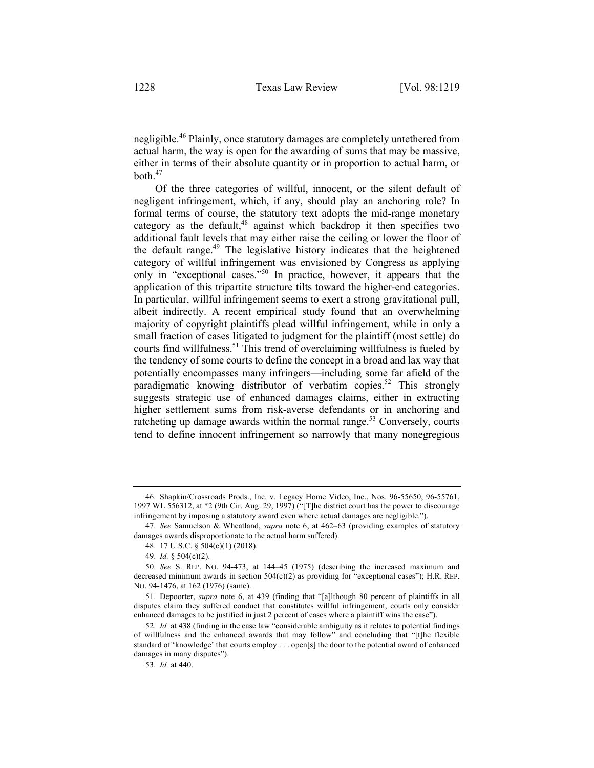negligible.[46] Plainly, once statutory damages are completely untethered from actual harm, the way is open for the awarding of sums that may be massive, either in terms of their absolute quantity or in proportion to actual harm, or both.[47]

Of the three categories of willful, innocent, or the silent default of negligent infringement, which, if any, should play an anchoring role? In formal terms of course, the statutory text adopts the mid-range monetary category as the default,[48] against which backdrop it then specifies two additional fault levels that may either raise the ceiling or lower the floor of the default range.[49] The legislative history indicates that the heightened category of willful infringement was envisioned by Congress as applying only in "exceptional cases."[50] In practice, however, it appears that the application of this tripartite structure tilts toward the higher-end categories. In particular, willful infringement seems to exert a strong gravitational pull, albeit indirectly. A recent empirical study found that an overwhelming majority of copyright plaintiffs plead willful infringement, while in only a small fraction of cases litigated to judgment for the plaintiff (most settle) do courts find willfulness.[51] This trend of overclaiming willfulness is fueled by the tendency of some courts to define the concept in a broad and lax way that potentially encompasses many infringers—including some far afield of the paradigmatic knowing distributor of verbatim copies.[52] This strongly suggests strategic use of enhanced damages claims, either in extracting higher settlement sums from risk-averse defendants or in anchoring and ratcheting up damage awards within the normal range.[53] Conversely, courts tend to define innocent infringement so narrowly that many nonegregious

---

46. Shapkin/Crossroads Prods., Inc. v. Legacy Home Video, Inc., Nos. 96-55650, 96-55761, 1997 WL 556312, at *2 (9th Cir. Aug. 29, 1997) ("[T]he district court has the power to discourage infringement by imposing a statutory award even where actual damages are negligible.").

47. *See* Samuelson & Wheatland, *supra* note 6, at 462–63 (providing examples of statutory damages awards disproportionate to the actual harm suffered).

48. 17 U.S.C. § 504(c)(1) (2018).

49. *Id.* § 504(c)(2).

50. *See* S. REP. NO. 94-473, at 144–45 (1975) (describing the increased maximum and decreased minimum awards in section 504(c)(2) as providing for "exceptional cases"); H.R. REP. NO. 94-1476, at 162 (1976) (same).

51. Depoorter, *supra* note 6, at 439 (finding that "[a]lthough 80 percent of plaintiffs in all disputes claim they suffered conduct that constitutes willful infringement, courts only consider enhanced damages to be justified in just 2 percent of cases where a plaintiff wins the case").

52. *Id.* at 438 (finding in the case law "considerable ambiguity as it relates to potential findings of willfulness and the enhanced awards that may follow" and concluding that "[t]he flexible standard of 'knowledge' that courts employ . . . open[s] the door to the potential award of enhanced damages in many disputes").

53. *Id.* at 440.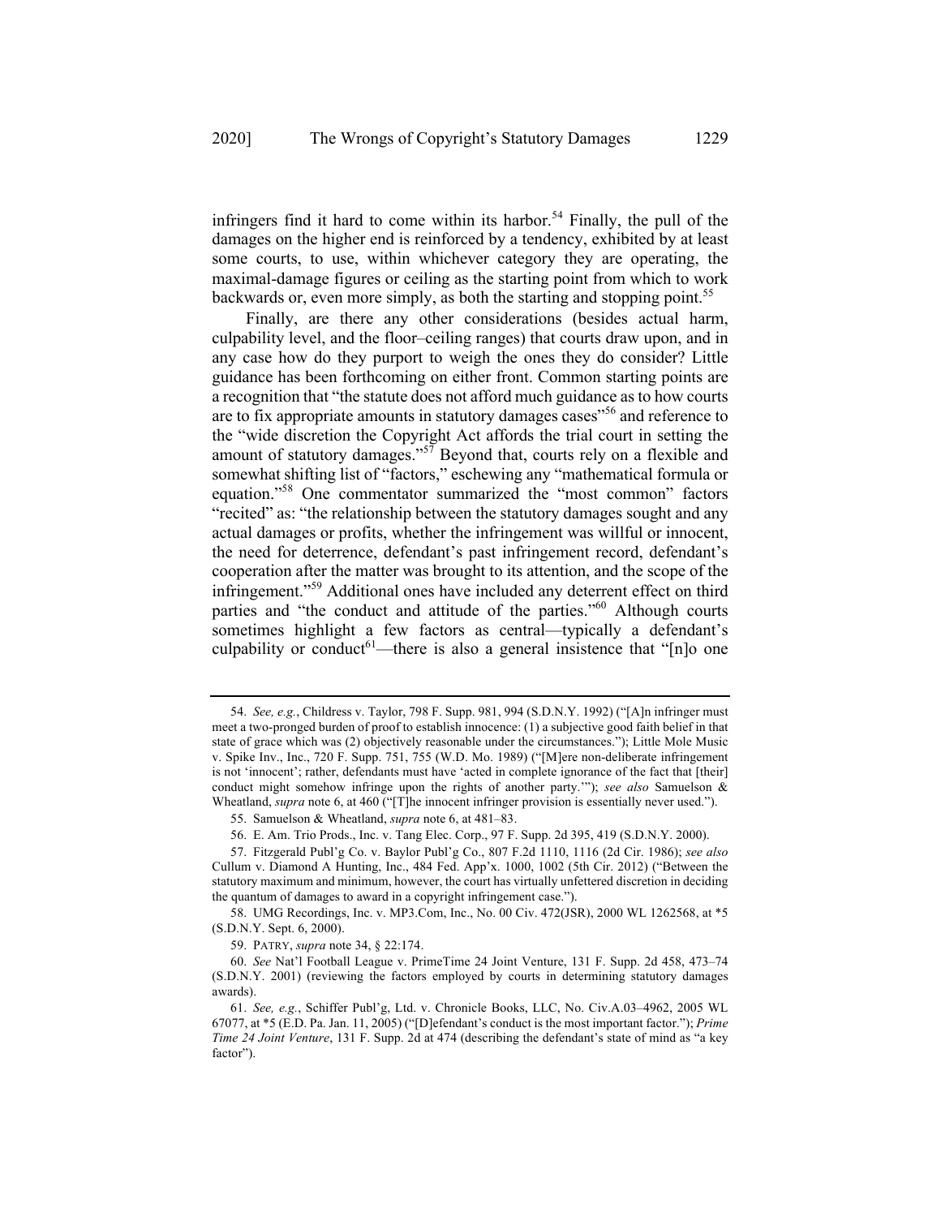infringers find it hard to come within its harbor.[54] Finally, the pull of the damages on the higher end is reinforced by a tendency, exhibited by at least some courts, to use, within whichever category they are operating, the maximal-damage figures or ceiling as the starting point from which to work backwards or, even more simply, as both the starting and stopping point.[55]

Finally, are there any other considerations (besides actual harm, culpability level, and the floor–ceiling ranges) that courts draw upon, and in any case how do they purport to weigh the ones they do consider? Little guidance has been forthcoming on either front. Common starting points are a recognition that "the statute does not afford much guidance as to how courts are to fix appropriate amounts in statutory damages cases"[56] and reference to the "wide discretion the Copyright Act affords the trial court in setting the amount of statutory damages."[57] Beyond that, courts rely on a flexible and somewhat shifting list of "factors," eschewing any "mathematical formula or equation."[58] One commentator summarized the "most common" factors "recited" as: "the relationship between the statutory damages sought and any actual damages or profits, whether the infringement was willful or innocent, the need for deterrence, defendant's past infringement record, defendant's cooperation after the matter was brought to its attention, and the scope of the infringement."[59] Additional ones have included any deterrent effect on third parties and "the conduct and attitude of the parties."[60] Although courts sometimes highlight a few factors as central—typically a defendant's culpability or conduct[61]—there is also a general insistence that "[n]o one

---

54. *See, e.g.*, Childress v. Taylor, 798 F. Supp. 981, 994 (S.D.N.Y. 1992) ("[A]n infringer must meet a two-pronged burden of proof to establish innocence: (1) a subjective good faith belief in that state of grace which was (2) objectively reasonable under the circumstances."); Little Mole Music v. Spike Inv., Inc., 720 F. Supp. 751, 755 (W.D. Mo. 1989) ("[M]ere non-deliberate infringement is not 'innocent'; rather, defendants must have 'acted in complete ignorance of the fact that [their] conduct might somehow infringe upon the rights of another party.'"); *see also* Samuelson & Wheatland, *supra* note 6, at 460 ("[T]he innocent infringer provision is essentially never used.").

55. Samuelson & Wheatland, *supra* note 6, at 481–83.

56. E. Am. Trio Prods., Inc. v. Tang Elec. Corp., 97 F. Supp. 2d 395, 419 (S.D.N.Y. 2000).

57. Fitzgerald Publ'g Co. v. Baylor Publ'g Co., 807 F.2d 1110, 1116 (2d Cir. 1986); *see also* Cullum v. Diamond A Hunting, Inc., 484 Fed. App'x. 1000, 1002 (5th Cir. 2012) ("Between the statutory maximum and minimum, however, the court has virtually unfettered discretion in deciding the quantum of damages to award in a copyright infringement case.").

58. UMG Recordings, Inc. v. MP3.Com, Inc., No. 00 Civ. 472(JSR), 2000 WL 1262568, at *5 (S.D.N.Y. Sept. 6, 2000).

59. PATRY, *supra* note 34, § 22:174.

60. *See* Nat'l Football League v. PrimeTime 24 Joint Venture, 131 F. Supp. 2d 458, 473–74 (S.D.N.Y. 2001) (reviewing the factors employed by courts in determining statutory damages awards).

61. *See, e.g.*, Schiffer Publ'g, Ltd. v. Chronicle Books, LLC, No. Civ.A.03–4962, 2005 WL 67077, at *5 (E.D. Pa. Jan. 11, 2005) ("[D]efendant's conduct is the most important factor."); *Prime Time 24 Joint Venture*, 131 F. Supp. 2d at 474 (describing the defendant's state of mind as "a key factor").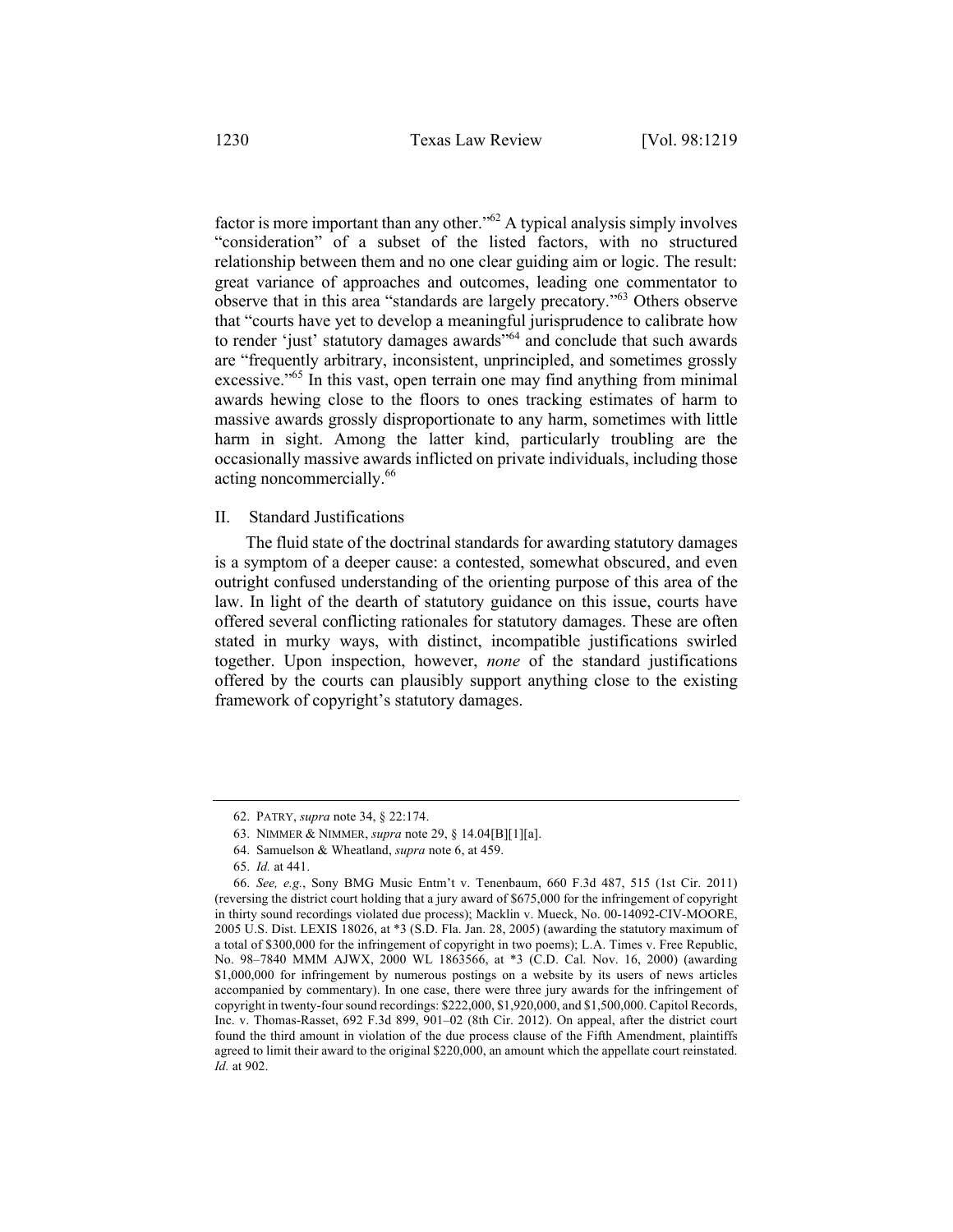factor is more important than any other."[62] A typical analysis simply involves "consideration" of a subset of the listed factors, with no structured relationship between them and no one clear guiding aim or logic. The result: great variance of approaches and outcomes, leading one commentator to observe that in this area "standards are largely precatory."[63] Others observe that "courts have yet to develop a meaningful jurisprudence to calibrate how to render 'just' statutory damages awards"[64] and conclude that such awards are "frequently arbitrary, inconsistent, unprincipled, and sometimes grossly excessive."[65] In this vast, open terrain one may find anything from minimal awards hewing close to the floors to ones tracking estimates of harm to massive awards grossly disproportionate to any harm, sometimes with little harm in sight. Among the latter kind, particularly troubling are the occasionally massive awards inflicted on private individuals, including those acting noncommercially.[66]

## II. Standard Justifications

The fluid state of the doctrinal standards for awarding statutory damages is a symptom of a deeper cause: a contested, somewhat obscured, and even outright confused understanding of the orienting purpose of this area of the law. In light of the dearth of statutory guidance on this issue, courts have offered several conflicting rationales for statutory damages. These are often stated in murky ways, with distinct, incompatible justifications swirled together. Upon inspection, however, *none* of the standard justifications offered by the courts can plausibly support anything close to the existing framework of copyright's statutory damages.

---

62. PATRY, *supra* note 34, § 22:174.

63. NIMMER & NIMMER, *supra* note 29, § 14.04[B][1][a].

64. Samuelson & Wheatland, *supra* note 6, at 459.

65. *Id.* at 441.

66. *See, e.g.*, Sony BMG Music Entm't v. Tenenbaum, 660 F.3d 487, 515 (1st Cir. 2011) (reversing the district court holding that a jury award of $675,000 for the infringement of copyright in thirty sound recordings violated due process); Macklin v. Mueck, No. 00-14092-CIV-MOORE, 2005 U.S. Dist. LEXIS 18026, at *3 (S.D. Fla. Jan. 28, 2005) (awarding the statutory maximum of a total of $300,000 for the infringement of copyright in two poems); L.A. Times v. Free Republic, No. 98–7840 MMM AJWX, 2000 WL 1863566, at *3 (C.D. Cal. Nov. 16, 2000) (awarding $1,000,000 for infringement by numerous postings on a website by its users of news articles accompanied by commentary). In one case, there were three jury awards for the infringement of copyright in twenty-four sound recordings: $222,000, $1,920,000, and $1,500,000. Capitol Records, Inc. v. Thomas-Rasset, 692 F.3d 899, 901–02 (8th Cir. 2012). On appeal, after the district court found the third amount in violation of the due process clause of the Fifth Amendment, plaintiffs agreed to limit their award to the original $220,000, an amount which the appellate court reinstated. *Id.* at 902.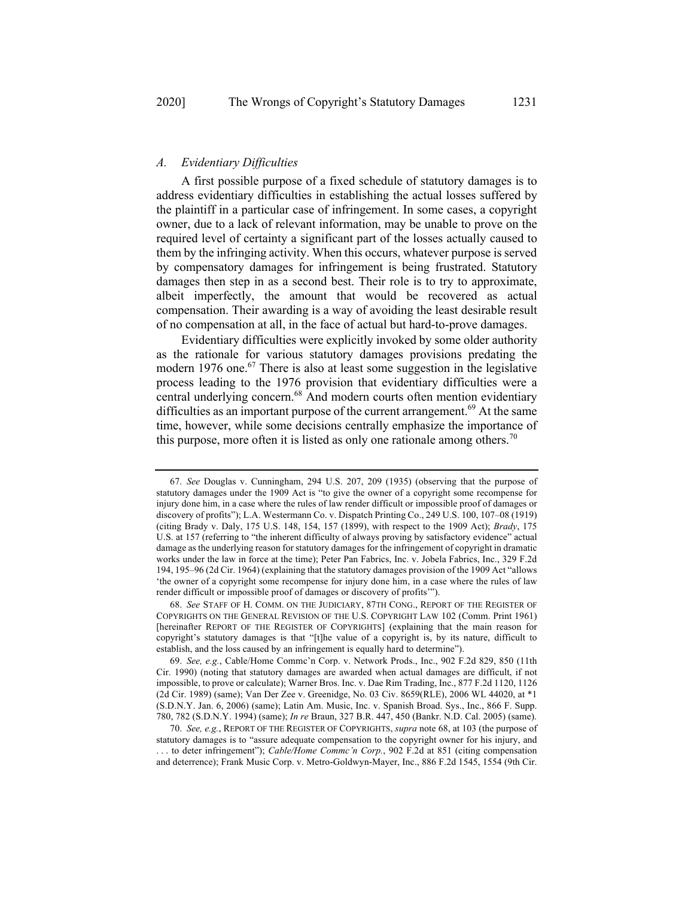### *A. Evidentiary Difficulties*

A first possible purpose of a fixed schedule of statutory damages is to address evidentiary difficulties in establishing the actual losses suffered by the plaintiff in a particular case of infringement. In some cases, a copyright owner, due to a lack of relevant information, may be unable to prove on the required level of certainty a significant part of the losses actually caused to them by the infringing activity. When this occurs, whatever purpose is served by compensatory damages for infringement is being frustrated. Statutory damages then step in as a second best. Their role is to try to approximate, albeit imperfectly, the amount that would be recovered as actual compensation. Their awarding is a way of avoiding the least desirable result of no compensation at all, in the face of actual but hard-to-prove damages.

Evidentiary difficulties were explicitly invoked by some older authority as the rationale for various statutory damages provisions predating the modern 1976 one.[67] There is also at least some suggestion in the legislative process leading to the 1976 provision that evidentiary difficulties were a central underlying concern.[68] And modern courts often mention evidentiary difficulties as an important purpose of the current arrangement.[69] At the same time, however, while some decisions centrally emphasize the importance of this purpose, more often it is listed as only one rationale among others.[70]

---

67. *See* Douglas v. Cunningham, 294 U.S. 207, 209 (1935) (observing that the purpose of statutory damages under the 1909 Act is "to give the owner of a copyright some recompense for injury done him, in a case where the rules of law render difficult or impossible proof of damages or discovery of profits"); L.A. Westermann Co. v. Dispatch Printing Co., 249 U.S. 100, 107–08 (1919) (citing Brady v. Daly, 175 U.S. 148, 154, 157 (1899), with respect to the 1909 Act); *Brady*, 175 U.S. at 157 (referring to "the inherent difficulty of always proving by satisfactory evidence" actual damage as the underlying reason for statutory damages for the infringement of copyright in dramatic works under the law in force at the time); Peter Pan Fabrics, Inc. v. Jobela Fabrics, Inc., 329 F.2d 194, 195–96 (2d Cir. 1964) (explaining that the statutory damages provision of the 1909 Act "allows 'the owner of a copyright some recompense for injury done him, in a case where the rules of law render difficult or impossible proof of damages or discovery of profits'").

68. *See* STAFF OF H. COMM. ON THE JUDICIARY, 87TH CONG., REPORT OF THE REGISTER OF COPYRIGHTS ON THE GENERAL REVISION OF THE U.S. COPYRIGHT LAW 102 (Comm. Print 1961) [hereinafter REPORT OF THE REGISTER OF COPYRIGHTS] (explaining that the main reason for copyright's statutory damages is that "[t]he value of a copyright is, by its nature, difficult to establish, and the loss caused by an infringement is equally hard to determine").

69. *See, e.g.*, Cable/Home Commc'n Corp. v. Network Prods., Inc., 902 F.2d 829, 850 (11th Cir. 1990) (noting that statutory damages are awarded when actual damages are difficult, if not impossible, to prove or calculate); Warner Bros. Inc. v. Dae Rim Trading, Inc., 877 F.2d 1120, 1126 (2d Cir. 1989) (same); Van Der Zee v. Greenidge, No. 03 Civ. 8659(RLE), 2006 WL 44020, at *1 (S.D.N.Y. Jan. 6, 2006) (same); Latin Am. Music, Inc. v. Spanish Broad. Sys., Inc., 866 F. Supp. 780, 782 (S.D.N.Y. 1994) (same); *In re* Braun, 327 B.R. 447, 450 (Bankr. N.D. Cal. 2005) (same).

70. *See, e.g.*, REPORT OF THE REGISTER OF COPYRIGHTS, *supra* note 68, at 103 (the purpose of statutory damages is to "assure adequate compensation to the copyright owner for his injury, and . . . to deter infringement"); *Cable/Home Commc'n Corp.*, 902 F.2d at 851 (citing compensation and deterrence); Frank Music Corp. v. Metro-Goldwyn-Mayer, Inc., 886 F.2d 1545, 1554 (9th Cir.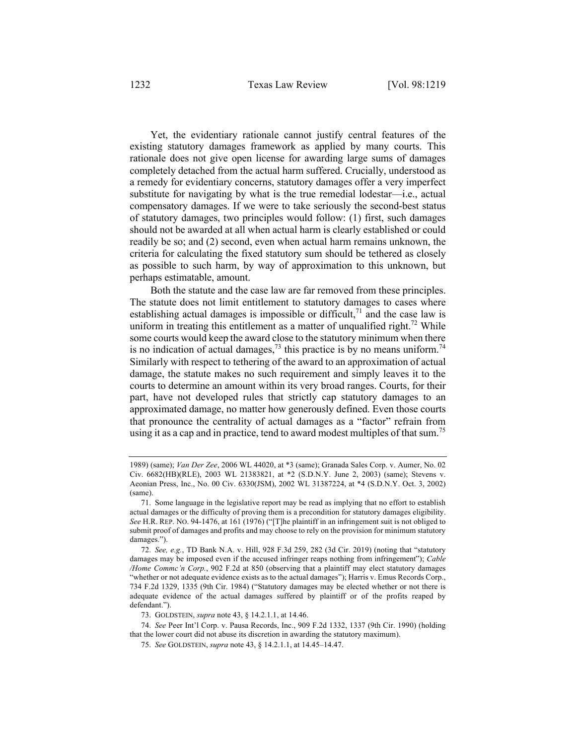Yet, the evidentiary rationale cannot justify central features of the existing statutory damages framework as applied by many courts. This rationale does not give open license for awarding large sums of damages completely detached from the actual harm suffered. Crucially, understood as a remedy for evidentiary concerns, statutory damages offer a very imperfect substitute for navigating by what is the true remedial lodestar—i.e., actual compensatory damages. If we were to take seriously the second-best status of statutory damages, two principles would follow: (1) first, such damages should not be awarded at all when actual harm is clearly established or could readily be so; and (2) second, even when actual harm remains unknown, the criteria for calculating the fixed statutory sum should be tethered as closely as possible to such harm, by way of approximation to this unknown, but perhaps estimatable, amount.

Both the statute and the case law are far removed from these principles. The statute does not limit entitlement to statutory damages to cases where establishing actual damages is impossible or difficult,[71] and the case law is uniform in treating this entitlement as a matter of unqualified right.[72] While some courts would keep the award close to the statutory minimum when there is no indication of actual damages,[73] this practice is by no means uniform.[74] Similarly with respect to tethering of the award to an approximation of actual damage, the statute makes no such requirement and simply leaves it to the courts to determine an amount within its very broad ranges. Courts, for their part, have not developed rules that strictly cap statutory damages to an approximated damage, no matter how generously defined. Even those courts that pronounce the centrality of actual damages as a "factor" refrain from using it as a cap and in practice, tend to award modest multiples of that sum.[75]

---

1989) (same); *Van Der Zee*, 2006 WL 44020, at *3 (same); Granada Sales Corp. v. Aumer, No. 02 Civ. 6682(HB)(RLE), 2003 WL 21383821, at *2 (S.D.N.Y. June 2, 2003) (same); Stevens v. Aeonian Press, Inc., No. 00 Civ. 6330(JSM), 2002 WL 31387224, at *4 (S.D.N.Y. Oct. 3, 2002) (same).

71. Some language in the legislative report may be read as implying that no effort to establish actual damages or the difficulty of proving them is a precondition for statutory damages eligibility. *See* H.R. REP. NO. 94-1476, at 161 (1976) ("[T]he plaintiff in an infringement suit is not obliged to submit proof of damages and profits and may choose to rely on the provision for minimum statutory damages.").

72. *See, e.g.*, TD Bank N.A. v. Hill, 928 F.3d 259, 282 (3d Cir. 2019) (noting that "statutory damages may be imposed even if the accused infringer reaps nothing from infringement"); *Cable /Home Commc'n Corp.*, 902 F.2d at 850 (observing that a plaintiff may elect statutory damages "whether or not adequate evidence exists as to the actual damages"); Harris v. Emus Records Corp., 734 F.2d 1329, 1335 (9th Cir. 1984) ("Statutory damages may be elected whether or not there is adequate evidence of the actual damages suffered by plaintiff or of the profits reaped by defendant.").

73. GOLDSTEIN, *supra* note 43, § 14.2.1.1, at 14.46.

74. *See* Peer Int'l Corp. v. Pausa Records, Inc., 909 F.2d 1332, 1337 (9th Cir. 1990) (holding that the lower court did not abuse its discretion in awarding the statutory maximum).

75. *See* GOLDSTEIN, *supra* note 43, § 14.2.1.1, at 14.45–14.47.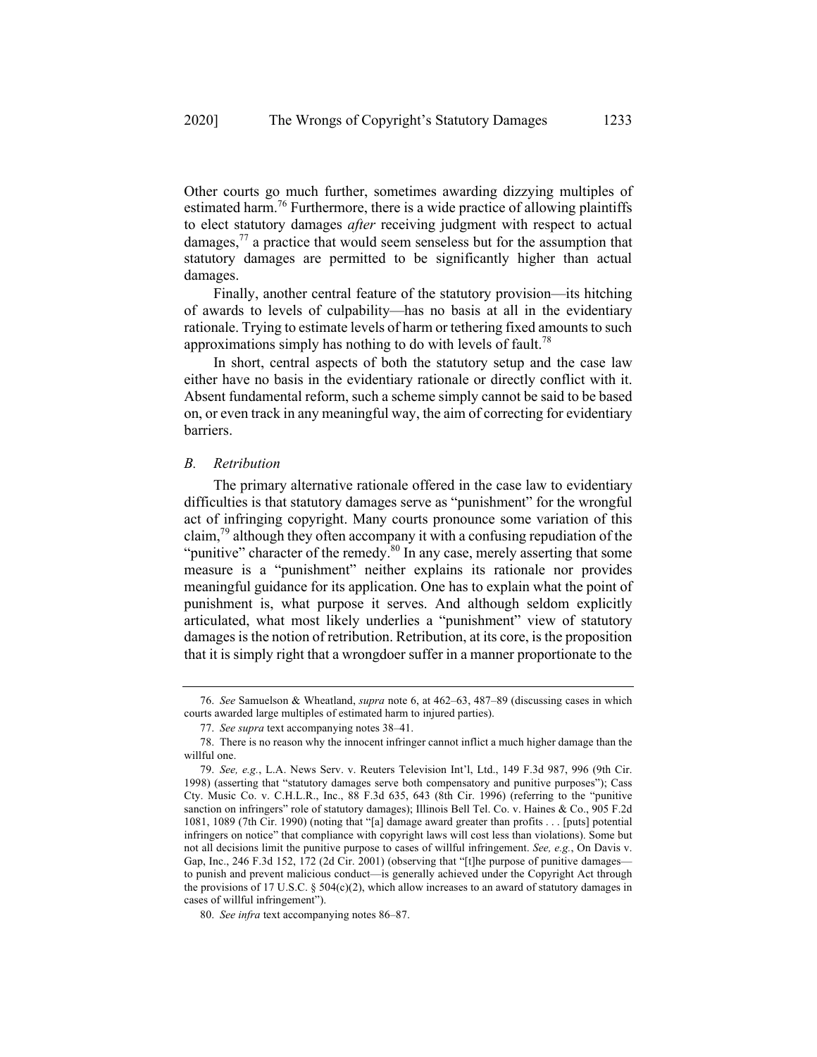Other courts go much further, sometimes awarding dizzying multiples of estimated harm.[76] Furthermore, there is a wide practice of allowing plaintiffs to elect statutory damages *after* receiving judgment with respect to actual damages,[77] a practice that would seem senseless but for the assumption that statutory damages are permitted to be significantly higher than actual damages.

Finally, another central feature of the statutory provision—its hitching of awards to levels of culpability—has no basis at all in the evidentiary rationale. Trying to estimate levels of harm or tethering fixed amounts to such approximations simply has nothing to do with levels of fault.[78]

In short, central aspects of both the statutory setup and the case law either have no basis in the evidentiary rationale or directly conflict with it. Absent fundamental reform, such a scheme simply cannot be said to be based on, or even track in any meaningful way, the aim of correcting for evidentiary barriers.

### *B. Retribution*

The primary alternative rationale offered in the case law to evidentiary difficulties is that statutory damages serve as "punishment" for the wrongful act of infringing copyright. Many courts pronounce some variation of this claim,[79] although they often accompany it with a confusing repudiation of the "punitive" character of the remedy.[80] In any case, merely asserting that some measure is a "punishment" neither explains its rationale nor provides meaningful guidance for its application. One has to explain what the point of punishment is, what purpose it serves. And although seldom explicitly articulated, what most likely underlies a "punishment" view of statutory damages is the notion of retribution. Retribution, at its core, is the proposition that it is simply right that a wrongdoer suffer in a manner proportionate to the

---

76. *See* Samuelson & Wheatland, *supra* note 6, at 462–63, 487–89 (discussing cases in which courts awarded large multiples of estimated harm to injured parties).

77. *See supra* text accompanying notes 38–41.

78. There is no reason why the innocent infringer cannot inflict a much higher damage than the willful one.

79. *See, e.g.*, L.A. News Serv. v. Reuters Television Int'l, Ltd., 149 F.3d 987, 996 (9th Cir. 1998) (asserting that "statutory damages serve both compensatory and punitive purposes"); Cass Cty. Music Co. v. C.H.L.R., Inc., 88 F.3d 635, 643 (8th Cir. 1996) (referring to the "punitive sanction on infringers" role of statutory damages); Illinois Bell Tel. Co. v. Haines & Co., 905 F.2d 1081, 1089 (7th Cir. 1990) (noting that "[a] damage award greater than profits . . . [puts] potential infringers on notice" that compliance with copyright laws will cost less than violations). Some but not all decisions limit the punitive purpose to cases of willful infringement. *See, e.g.*, On Davis v. Gap, Inc., 246 F.3d 152, 172 (2d Cir. 2001) (observing that "[t]he purpose of punitive damages—to punish and prevent malicious conduct—is generally achieved under the Copyright Act through the provisions of 17 U.S.C. § 504(c)(2), which allow increases to an award of statutory damages in cases of willful infringement").

80. *See infra* text accompanying notes 86–87.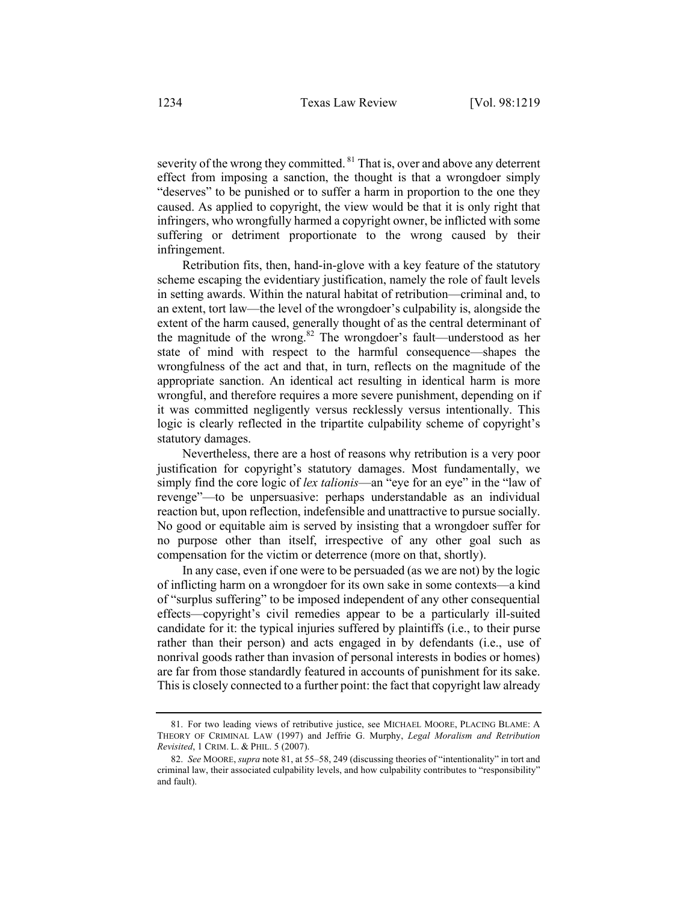severity of the wrong they committed.[81] That is, over and above any deterrent effect from imposing a sanction, the thought is that a wrongdoer simply "deserves" to be punished or to suffer a harm in proportion to the one they caused. As applied to copyright, the view would be that it is only right that infringers, who wrongfully harmed a copyright owner, be inflicted with some suffering or detriment proportionate to the wrong caused by their infringement.

Retribution fits, then, hand-in-glove with a key feature of the statutory scheme escaping the evidentiary justification, namely the role of fault levels in setting awards. Within the natural habitat of retribution—criminal and, to an extent, tort law—the level of the wrongdoer's culpability is, alongside the extent of the harm caused, generally thought of as the central determinant of the magnitude of the wrong.[82] The wrongdoer's fault—understood as her state of mind with respect to the harmful consequence—shapes the wrongfulness of the act and that, in turn, reflects on the magnitude of the appropriate sanction. An identical act resulting in identical harm is more wrongful, and therefore requires a more severe punishment, depending on if it was committed negligently versus recklessly versus intentionally. This logic is clearly reflected in the tripartite culpability scheme of copyright's statutory damages.

Nevertheless, there are a host of reasons why retribution is a very poor justification for copyright's statutory damages. Most fundamentally, we simply find the core logic of *lex talionis*—an "eye for an eye" in the "law of revenge"—to be unpersuasive: perhaps understandable as an individual reaction but, upon reflection, indefensible and unattractive to pursue socially. No good or equitable aim is served by insisting that a wrongdoer suffer for no purpose other than itself, irrespective of any other goal such as compensation for the victim or deterrence (more on that, shortly).

In any case, even if one were to be persuaded (as we are not) by the logic of inflicting harm on a wrongdoer for its own sake in some contexts—a kind of "surplus suffering" to be imposed independent of any other consequential effects—copyright's civil remedies appear to be a particularly ill-suited candidate for it: the typical injuries suffered by plaintiffs (i.e., to their purse rather than their person) and acts engaged in by defendants (i.e., use of nonrival goods rather than invasion of personal interests in bodies or homes) are far from those standardly featured in accounts of punishment for its sake. This is closely connected to a further point: the fact that copyright law already

---

81. For two leading views of retributive justice, see MICHAEL MOORE, PLACING BLAME: A THEORY OF CRIMINAL LAW (1997) and Jeffrie G. Murphy, *Legal Moralism and Retribution Revisited*, 1 CRIM. L. & PHIL. 5 (2007).

82. *See* MOORE, *supra* note 81, at 55–58, 249 (discussing theories of "intentionality" in tort and criminal law, their associated culpability levels, and how culpability contributes to "responsibility" and fault).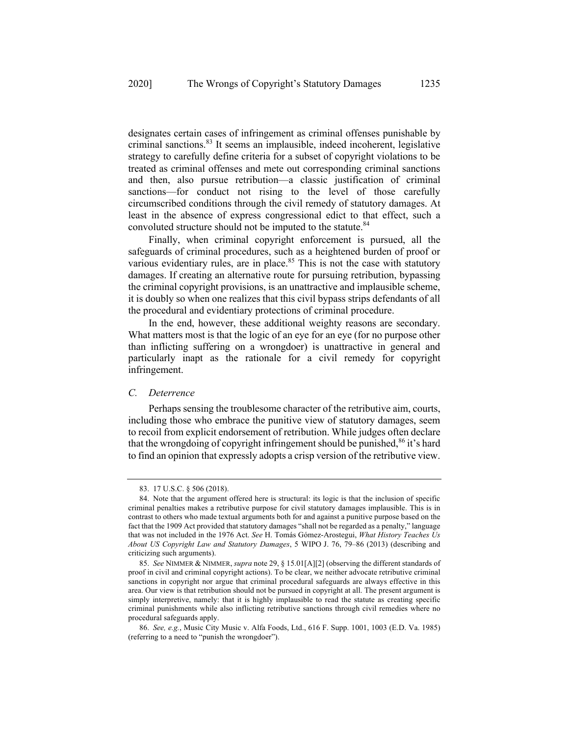designates certain cases of infringement as criminal offenses punishable by criminal sanctions.[83] It seems an implausible, indeed incoherent, legislative strategy to carefully define criteria for a subset of copyright violations to be treated as criminal offenses and mete out corresponding criminal sanctions and then, also pursue retribution—a classic justification of criminal sanctions—for conduct not rising to the level of those carefully circumscribed conditions through the civil remedy of statutory damages. At least in the absence of express congressional edict to that effect, such a convoluted structure should not be imputed to the statute.[84]

Finally, when criminal copyright enforcement is pursued, all the safeguards of criminal procedures, such as a heightened burden of proof or various evidentiary rules, are in place.[85] This is not the case with statutory damages. If creating an alternative route for pursuing retribution, bypassing the criminal copyright provisions, is an unattractive and implausible scheme, it is doubly so when one realizes that this civil bypass strips defendants of all the procedural and evidentiary protections of criminal procedure.

In the end, however, these additional weighty reasons are secondary. What matters most is that the logic of an eye for an eye (for no purpose other than inflicting suffering on a wrongdoer) is unattractive in general and particularly inapt as the rationale for a civil remedy for copyright infringement.

### *C. Deterrence*

Perhaps sensing the troublesome character of the retributive aim, courts, including those who embrace the punitive view of statutory damages, seem to recoil from explicit endorsement of retribution. While judges often declare that the wrongdoing of copyright infringement should be punished,[86] it's hard to find an opinion that expressly adopts a crisp version of the retributive view.

---

83. 17 U.S.C. § 506 (2018).

84. Note that the argument offered here is structural: its logic is that the inclusion of specific criminal penalties makes a retributive purpose for civil statutory damages implausible. This is in contrast to others who made textual arguments both for and against a punitive purpose based on the fact that the 1909 Act provided that statutory damages "shall not be regarded as a penalty," language that was not included in the 1976 Act. *See* H. Tomás Gómez-Arostegui, *What History Teaches Us About US Copyright Law and Statutory Damages*, 5 WIPO J. 76, 79–86 (2013) (describing and criticizing such arguments).

85. *See* NIMMER & NIMMER, *supra* note 29, § 15.01[A][2] (observing the different standards of proof in civil and criminal copyright actions). To be clear, we neither advocate retributive criminal sanctions in copyright nor argue that criminal procedural safeguards are always effective in this area. Our view is that retribution should not be pursued in copyright at all. The present argument is simply interpretive, namely: that it is highly implausible to read the statute as creating specific criminal punishments while also inflicting retributive sanctions through civil remedies where no procedural safeguards apply.

86. *See, e.g.*, Music City Music v. Alfa Foods, Ltd., 616 F. Supp. 1001, 1003 (E.D. Va. 1985) (referring to a need to "punish the wrongdoer").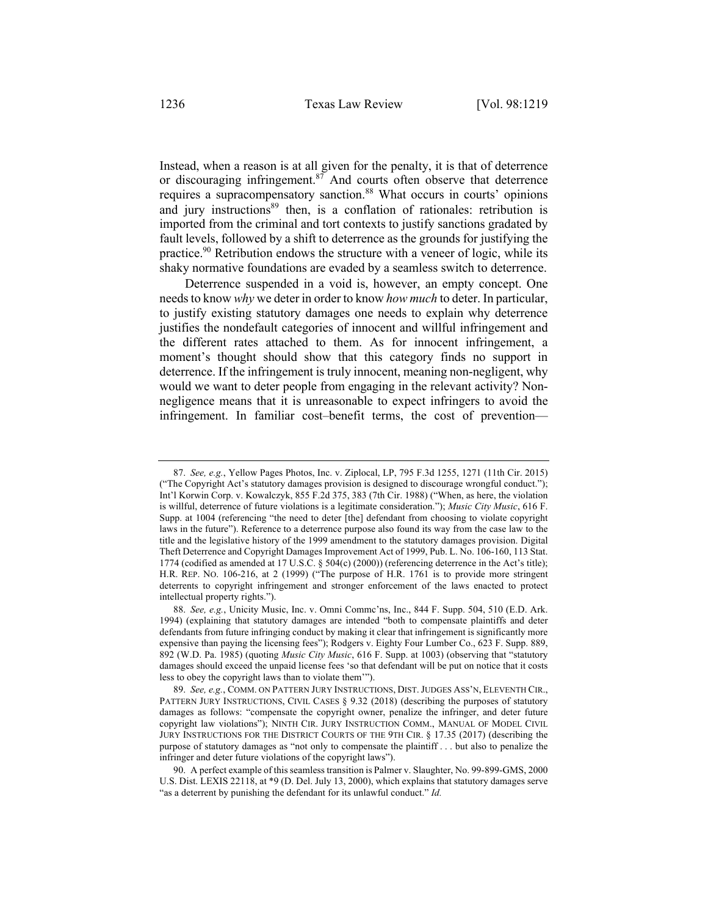Instead, when a reason is at all given for the penalty, it is that of deterrence or discouraging infringement.[87] And courts often observe that deterrence requires a supracompensatory sanction.[88] What occurs in courts' opinions and jury instructions[89] then, is a conflation of rationales: retribution is imported from the criminal and tort contexts to justify sanctions gradated by fault levels, followed by a shift to deterrence as the grounds for justifying the practice.[90] Retribution endows the structure with a veneer of logic, while its shaky normative foundations are evaded by a seamless switch to deterrence.

Deterrence suspended in a void is, however, an empty concept. One needs to know *why* we deter in order to know *how much* to deter. In particular, to justify existing statutory damages one needs to explain why deterrence justifies the nondefault categories of innocent and willful infringement and the different rates attached to them. As for innocent infringement, a moment's thought should show that this category finds no support in deterrence. If the infringement is truly innocent, meaning non-negligent, why would we want to deter people from engaging in the relevant activity? Non-negligence means that it is unreasonable to expect infringers to avoid the infringement. In familiar cost–benefit terms, the cost of prevention—

---

87. *See, e.g.*, Yellow Pages Photos, Inc. v. Ziplocal, LP, 795 F.3d 1255, 1271 (11th Cir. 2015) ("The Copyright Act's statutory damages provision is designed to discourage wrongful conduct."); Int'l Korwin Corp. v. Kowalczyk, 855 F.2d 375, 383 (7th Cir. 1988) ("When, as here, the violation is willful, deterrence of future violations is a legitimate consideration."); *Music City Music*, 616 F. Supp. at 1004 (referencing "the need to deter [the] defendant from choosing to violate copyright laws in the future"). Reference to a deterrence purpose also found its way from the case law to the title and the legislative history of the 1999 amendment to the statutory damages provision. Digital Theft Deterrence and Copyright Damages Improvement Act of 1999, Pub. L. No. 106-160, 113 Stat. 1774 (codified as amended at 17 U.S.C. § 504(c) (2000)) (referencing deterrence in the Act's title); H.R. REP. NO. 106-216, at 2 (1999) ("The purpose of H.R. 1761 is to provide more stringent deterrents to copyright infringement and stronger enforcement of the laws enacted to protect intellectual property rights.").

88. *See, e.g.*, Unicity Music, Inc. v. Omni Commc'ns, Inc., 844 F. Supp. 504, 510 (E.D. Ark. 1994) (explaining that statutory damages are intended "both to compensate plaintiffs and deter defendants from future infringing conduct by making it clear that infringement is significantly more expensive than paying the licensing fees"); Rodgers v. Eighty Four Lumber Co., 623 F. Supp. 889, 892 (W.D. Pa. 1985) (quoting *Music City Music*, 616 F. Supp. at 1003) (observing that "statutory damages should exceed the unpaid license fees 'so that defendant will be put on notice that it costs less to obey the copyright laws than to violate them'").

89. *See, e.g.*, COMM. ON PATTERN JURY INSTRUCTIONS, DIST. JUDGES ASS'N, ELEVENTH CIR., PATTERN JURY INSTRUCTIONS, CIVIL CASES § 9.32 (2018) (describing the purposes of statutory damages as follows: "compensate the copyright owner, penalize the infringer, and deter future copyright law violations"); NINTH CIR. JURY INSTRUCTION COMM., MANUAL OF MODEL CIVIL JURY INSTRUCTIONS FOR THE DISTRICT COURTS OF THE 9TH CIR. § 17.35 (2017) (describing the purpose of statutory damages as "not only to compensate the plaintiff . . . but also to penalize the infringer and deter future violations of the copyright laws").

90. A perfect example of this seamless transition is Palmer v. Slaughter, No. 99-899-GMS, 2000 U.S. Dist. LEXIS 22118, at *9 (D. Del. July 13, 2000), which explains that statutory damages serve "as a deterrent by punishing the defendant for its unlawful conduct." *Id.*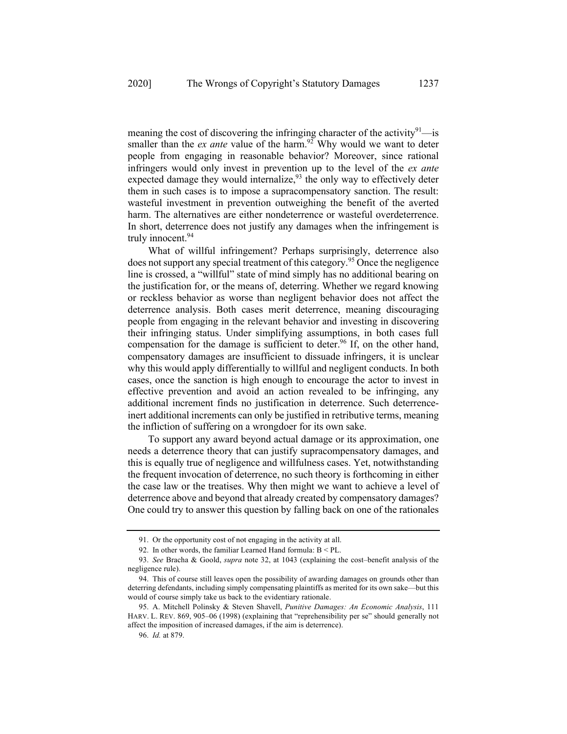meaning the cost of discovering the infringing character of the activity[91]—is smaller than the *ex ante* value of the harm.[92] Why would we want to deter people from engaging in reasonable behavior? Moreover, since rational infringers would only invest in prevention up to the level of the *ex ante* expected damage they would internalize,[93] the only way to effectively deter them in such cases is to impose a supracompensatory sanction. The result: wasteful investment in prevention outweighing the benefit of the averted harm. The alternatives are either nondeterrence or wasteful overdeterrence. In short, deterrence does not justify any damages when the infringement is truly innocent.[94]

What of willful infringement? Perhaps surprisingly, deterrence also does not support any special treatment of this category.[95] Once the negligence line is crossed, a "willful" state of mind simply has no additional bearing on the justification for, or the means of, deterring. Whether we regard knowing or reckless behavior as worse than negligent behavior does not affect the deterrence analysis. Both cases merit deterrence, meaning discouraging people from engaging in the relevant behavior and investing in discovering their infringing status. Under simplifying assumptions, in both cases full compensation for the damage is sufficient to deter.[96] If, on the other hand, compensatory damages are insufficient to dissuade infringers, it is unclear why this would apply differentially to willful and negligent conducts. In both cases, once the sanction is high enough to encourage the actor to invest in effective prevention and avoid an action revealed to be infringing, any additional increment finds no justification in deterrence. Such deterrence-inert additional increments can only be justified in retributive terms, meaning the infliction of suffering on a wrongdoer for its own sake.

To support any award beyond actual damage or its approximation, one needs a deterrence theory that can justify supracompensatory damages, and this is equally true of negligence and willfulness cases. Yet, notwithstanding the frequent invocation of deterrence, no such theory is forthcoming in either the case law or the treatises. Why then might we want to achieve a level of deterrence above and beyond that already created by compensatory damages? One could try to answer this question by falling back on one of the rationales

---

91. Or the opportunity cost of not engaging in the activity at all.

92. In other words, the familiar Learned Hand formula: $B < PL$.

93. *See* Bracha & Goold, *supra* note 32, at 1043 (explaining the cost–benefit analysis of the negligence rule).

94. This of course still leaves open the possibility of awarding damages on grounds other than deterring defendants, including simply compensating plaintiffs as merited for its own sake—but this would of course simply take us back to the evidentiary rationale.

95. A. Mitchell Polinsky & Steven Shavell, *Punitive Damages: An Economic Analysis*, 111 HARV. L. REV. 869, 905–06 (1998) (explaining that "reprehensibility per se" should generally not affect the imposition of increased damages, if the aim is deterrence).

96. *Id.* at 879.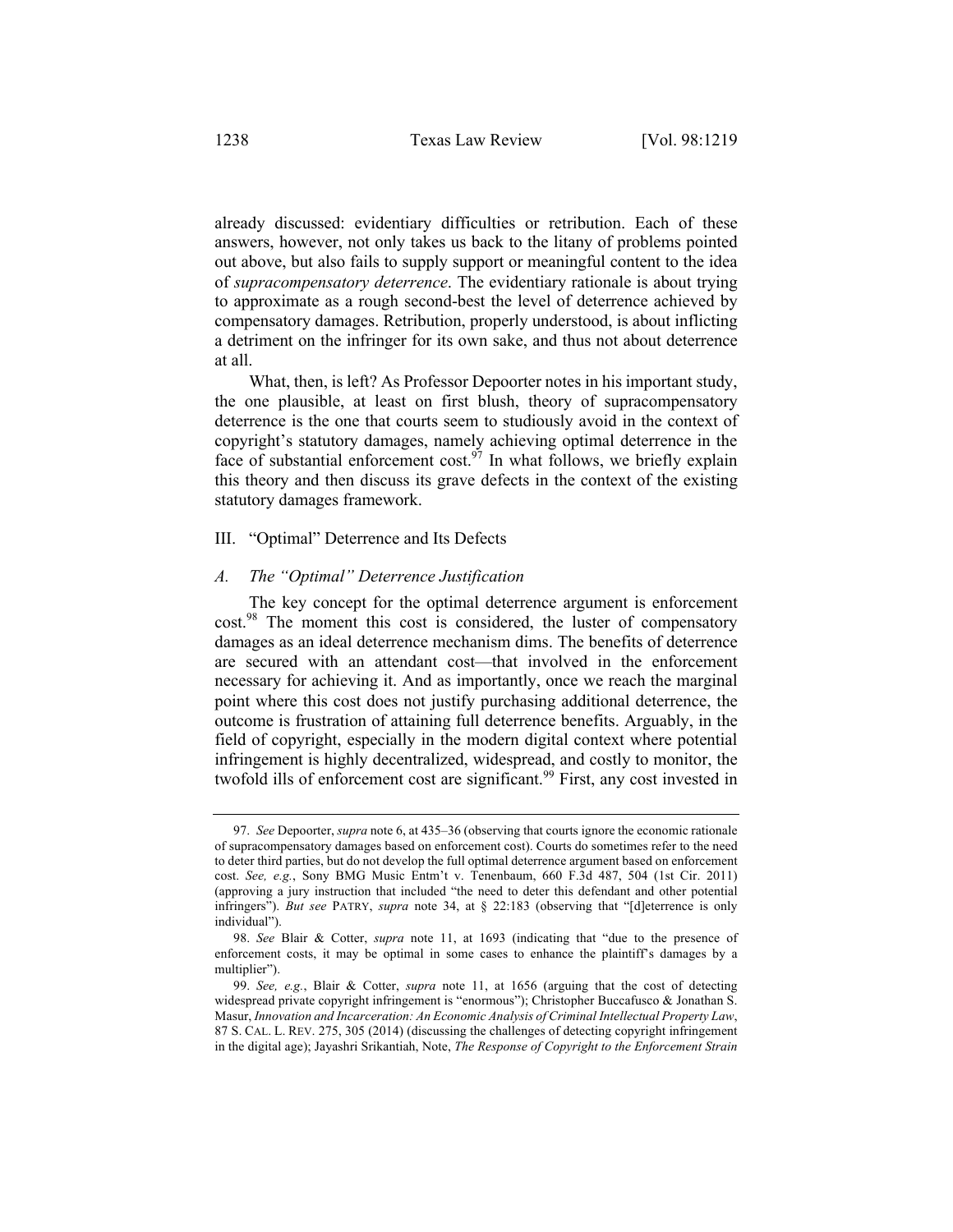already discussed: evidentiary difficulties or retribution. Each of these answers, however, not only takes us back to the litany of problems pointed out above, but also fails to supply support or meaningful content to the idea of *supracompensatory deterrence*. The evidentiary rationale is about trying to approximate as a rough second-best the level of deterrence achieved by compensatory damages. Retribution, properly understood, is about inflicting a detriment on the infringer for its own sake, and thus not about deterrence at all.

What, then, is left? As Professor Depoorter notes in his important study, the one plausible, at least on first blush, theory of supracompensatory deterrence is the one that courts seem to studiously avoid in the context of copyright's statutory damages, namely achieving optimal deterrence in the face of substantial enforcement cost.[97] In what follows, we briefly explain this theory and then discuss its grave defects in the context of the existing statutory damages framework.

## III. "Optimal" Deterrence and Its Defects

### *A. The "Optimal" Deterrence Justification*

The key concept for the optimal deterrence argument is enforcement cost.[98] The moment this cost is considered, the luster of compensatory damages as an ideal deterrence mechanism dims. The benefits of deterrence are secured with an attendant cost—that involved in the enforcement necessary for achieving it. And as importantly, once we reach the marginal point where this cost does not justify purchasing additional deterrence, the outcome is frustration of attaining full deterrence benefits. Arguably, in the field of copyright, especially in the modern digital context where potential infringement is highly decentralized, widespread, and costly to monitor, the twofold ills of enforcement cost are significant.[99] First, any cost invested in

---

97. *See* Depoorter, *supra* note 6, at 435–36 (observing that courts ignore the economic rationale of supracompensatory damages based on enforcement cost). Courts do sometimes refer to the need to deter third parties, but do not develop the full optimal deterrence argument based on enforcement cost. *See, e.g.*, Sony BMG Music Entm't v. Tenenbaum, 660 F.3d 487, 504 (1st Cir. 2011) (approving a jury instruction that included "the need to deter this defendant and other potential infringers"). *But see* PATRY, *supra* note 34, at § 22:183 (observing that "[d]eterrence is only individual").

98. *See* Blair & Cotter, *supra* note 11, at 1693 (indicating that "due to the presence of enforcement costs, it may be optimal in some cases to enhance the plaintiff's damages by a multiplier").

99. *See, e.g.*, Blair & Cotter, *supra* note 11, at 1656 (arguing that the cost of detecting widespread private copyright infringement is "enormous"); Christopher Buccafusco & Jonathan S. Masur, *Innovation and Incarceration: An Economic Analysis of Criminal Intellectual Property Law*, 87 S. CAL. L. REV. 275, 305 (2014) (discussing the challenges of detecting copyright infringement in the digital age); Jayashri Srikantiah, Note, *The Response of Copyright to the Enforcement Strain*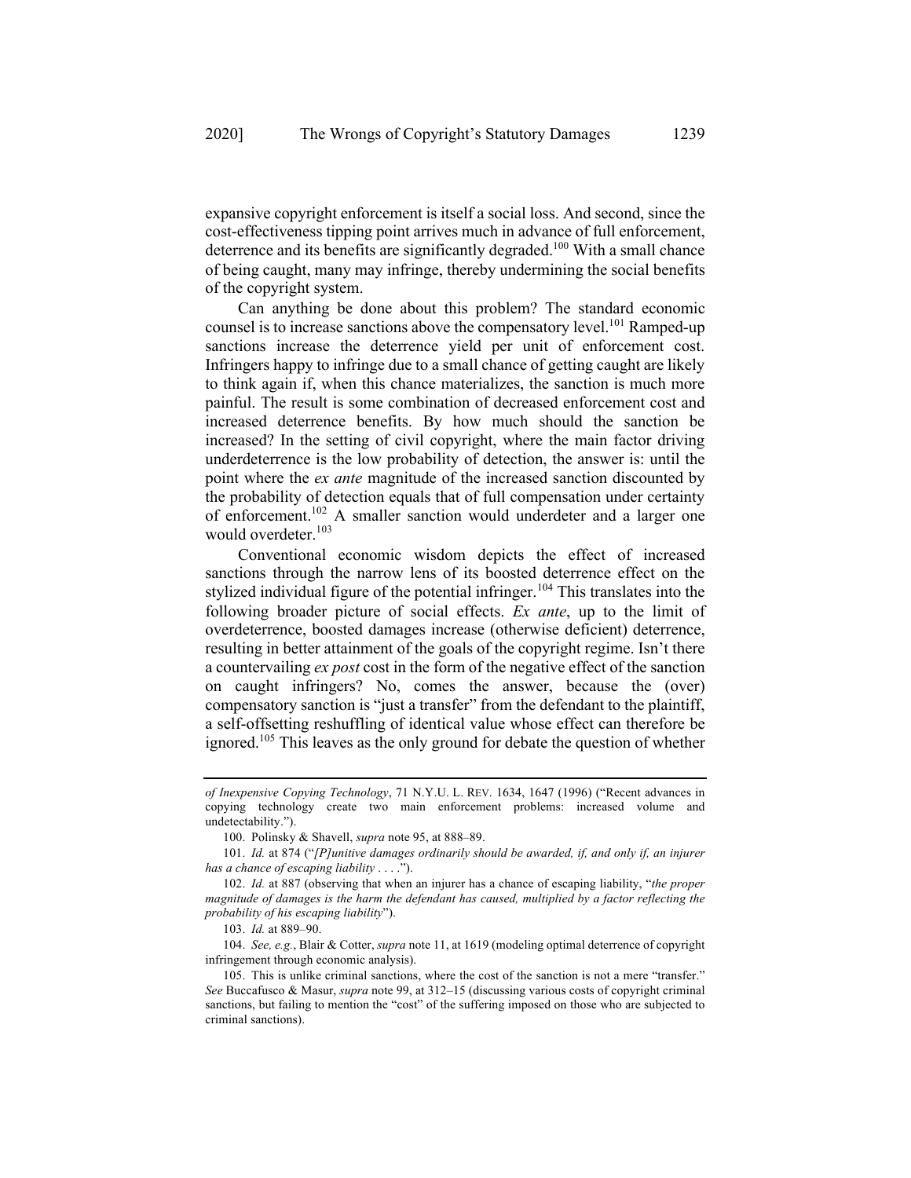expansive copyright enforcement is itself a social loss. And second, since the cost-effectiveness tipping point arrives much in advance of full enforcement, deterrence and its benefits are significantly degraded.[100] With a small chance of being caught, many may infringe, thereby undermining the social benefits of the copyright system.

Can anything be done about this problem? The standard economic counsel is to increase sanctions above the compensatory level.[101] Ramped-up sanctions increase the deterrence yield per unit of enforcement cost. Infringers happy to infringe due to a small chance of getting caught are likely to think again if, when this chance materializes, the sanction is much more painful. The result is some combination of decreased enforcement cost and increased deterrence benefits. By how much should the sanction be increased? In the setting of civil copyright, where the main factor driving underdeterrence is the low probability of detection, the answer is: until the point where the *ex ante* magnitude of the increased sanction discounted by the probability of detection equals that of full compensation under certainty of enforcement.[102] A smaller sanction would underdeter and a larger one would overdeter.[103]

Conventional economic wisdom depicts the effect of increased sanctions through the narrow lens of its boosted deterrence effect on the stylized individual figure of the potential infringer.[104] This translates into the following broader picture of social effects. *Ex ante*, up to the limit of overdeterrence, boosted damages increase (otherwise deficient) deterrence, resulting in better attainment of the goals of the copyright regime. Isn't there a countervailing *ex post* cost in the form of the negative effect of the sanction on caught infringers? No, comes the answer, because the (over) compensatory sanction is "just a transfer" from the defendant to the plaintiff, a self-offsetting reshuffling of identical value whose effect can therefore be ignored.[105] This leaves as the only ground for debate the question of whether

---

*of Inexpensive Copying Technology*, 71 N.Y.U. L. REV. 1634, 1647 (1996) ("Recent advances in copying technology create two main enforcement problems: increased volume and undetectability.").

100. Polinsky & Shavell, *supra* note 95, at 888–89.

101. *Id.* at 874 ("*[P]unitive damages ordinarily should be awarded, if, and only if, an injurer has a chance of escaping liability* . . . .").

102. *Id.* at 887 (observing that when an injurer has a chance of escaping liability, "*the proper magnitude of damages is the harm the defendant has caused, multiplied by a factor reflecting the probability of his escaping liability*").

103. *Id.* at 889–90.

104. *See, e.g.*, Blair & Cotter, *supra* note 11, at 1619 (modeling optimal deterrence of copyright infringement through economic analysis).

105. This is unlike criminal sanctions, where the cost of the sanction is not a mere "transfer." *See* Buccafusco & Masur, *supra* note 99, at 312–15 (discussing various costs of copyright criminal sanctions, but failing to mention the "cost" of the suffering imposed on those who are subjected to criminal sanctions).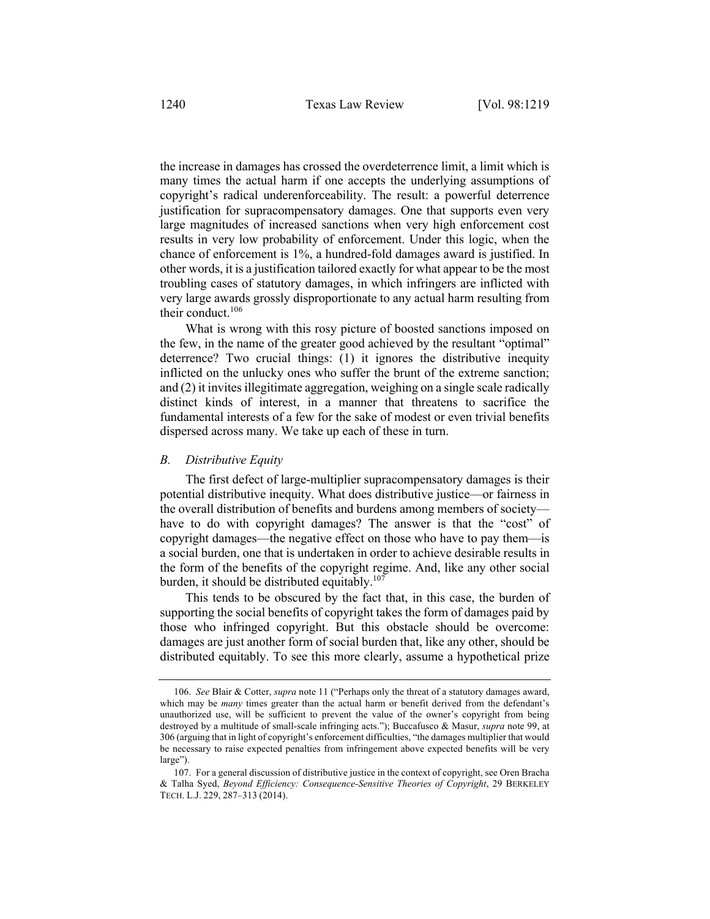the increase in damages has crossed the overdeterrence limit, a limit which is many times the actual harm if one accepts the underlying assumptions of copyright's radical underenforceability. The result: a powerful deterrence justification for supracompensatory damages. One that supports even very large magnitudes of increased sanctions when very high enforcement cost results in very low probability of enforcement. Under this logic, when the chance of enforcement is 1%, a hundred-fold damages award is justified. In other words, it is a justification tailored exactly for what appear to be the most troubling cases of statutory damages, in which infringers are inflicted with very large awards grossly disproportionate to any actual harm resulting from their conduct.[106]

What is wrong with this rosy picture of boosted sanctions imposed on the few, in the name of the greater good achieved by the resultant "optimal" deterrence? Two crucial things: (1) it ignores the distributive inequity inflicted on the unlucky ones who suffer the brunt of the extreme sanction; and (2) it invites illegitimate aggregation, weighing on a single scale radically distinct kinds of interest, in a manner that threatens to sacrifice the fundamental interests of a few for the sake of modest or even trivial benefits dispersed across many. We take up each of these in turn.

### *B. Distributive Equity*

The first defect of large-multiplier supracompensatory damages is their potential distributive inequity. What does distributive justice—or fairness in the overall distribution of benefits and burdens among members of society—have to do with copyright damages? The answer is that the "cost" of copyright damages—the negative effect on those who have to pay them—is a social burden, one that is undertaken in order to achieve desirable results in the form of the benefits of the copyright regime. And, like any other social burden, it should be distributed equitably.[107]

This tends to be obscured by the fact that, in this case, the burden of supporting the social benefits of copyright takes the form of damages paid by those who infringed copyright. But this obstacle should be overcome: damages are just another form of social burden that, like any other, should be distributed equitably. To see this more clearly, assume a hypothetical prize

---

106. *See* Blair & Cotter, *supra* note 11 ("Perhaps only the threat of a statutory damages award, which may be *many* times greater than the actual harm or benefit derived from the defendant's unauthorized use, will be sufficient to prevent the value of the owner's copyright from being destroyed by a multitude of small-scale infringing acts."); Buccafusco & Masur, *supra* note 99, at 306 (arguing that in light of copyright's enforcement difficulties, "the damages multiplier that would be necessary to raise expected penalties from infringement above expected benefits will be very large").

107. For a general discussion of distributive justice in the context of copyright, see Oren Bracha & Talha Syed, *Beyond Efficiency: Consequence-Sensitive Theories of Copyright*, 29 BERKELEY TECH. L.J. 229, 287–313 (2014).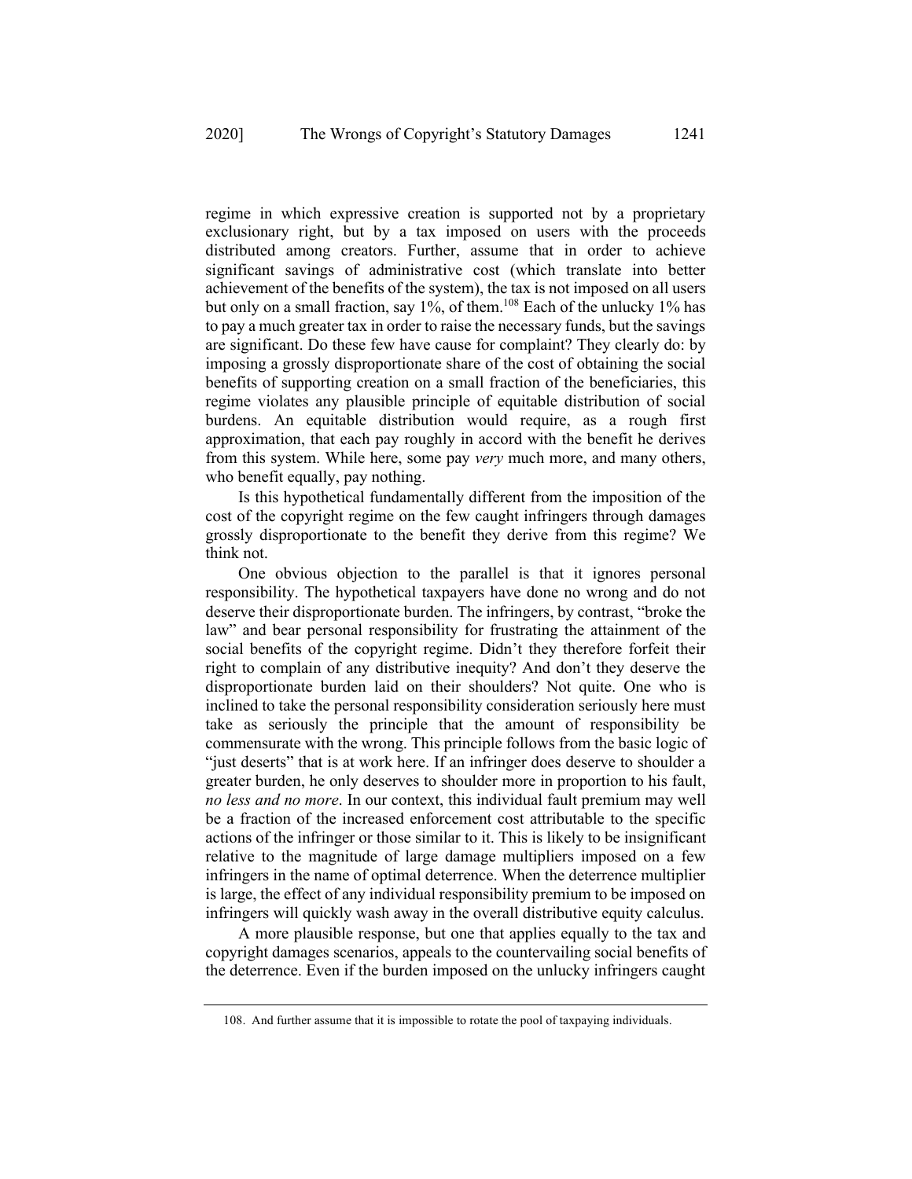regime in which expressive creation is supported not by a proprietary exclusionary right, but by a tax imposed on users with the proceeds distributed among creators. Further, assume that in order to achieve significant savings of administrative cost (which translate into better achievement of the benefits of the system), the tax is not imposed on all users but only on a small fraction, say 1%, of them.[108] Each of the unlucky 1% has to pay a much greater tax in order to raise the necessary funds, but the savings are significant. Do these few have cause for complaint? They clearly do: by imposing a grossly disproportionate share of the cost of obtaining the social benefits of supporting creation on a small fraction of the beneficiaries, this regime violates any plausible principle of equitable distribution of social burdens. An equitable distribution would require, as a rough first approximation, that each pay roughly in accord with the benefit he derives from this system. While here, some pay *very* much more, and many others, who benefit equally, pay nothing.

Is this hypothetical fundamentally different from the imposition of the cost of the copyright regime on the few caught infringers through damages grossly disproportionate to the benefit they derive from this regime? We think not.

One obvious objection to the parallel is that it ignores personal responsibility. The hypothetical taxpayers have done no wrong and do not deserve their disproportionate burden. The infringers, by contrast, "broke the law" and bear personal responsibility for frustrating the attainment of the social benefits of the copyright regime. Didn't they therefore forfeit their right to complain of any distributive inequity? And don't they deserve the disproportionate burden laid on their shoulders? Not quite. One who is inclined to take the personal responsibility consideration seriously here must take as seriously the principle that the amount of responsibility be commensurate with the wrong. This principle follows from the basic logic of "just deserts" that is at work here. If an infringer does deserve to shoulder a greater burden, he only deserves to shoulder more in proportion to his fault, *no less and no more*. In our context, this individual fault premium may well be a fraction of the increased enforcement cost attributable to the specific actions of the infringer or those similar to it. This is likely to be insignificant relative to the magnitude of large damage multipliers imposed on a few infringers in the name of optimal deterrence. When the deterrence multiplier is large, the effect of any individual responsibility premium to be imposed on infringers will quickly wash away in the overall distributive equity calculus.

A more plausible response, but one that applies equally to the tax and copyright damages scenarios, appeals to the countervailing social benefits of the deterrence. Even if the burden imposed on the unlucky infringers caught

108. And further assume that it is impossible to rotate the pool of taxpaying individuals.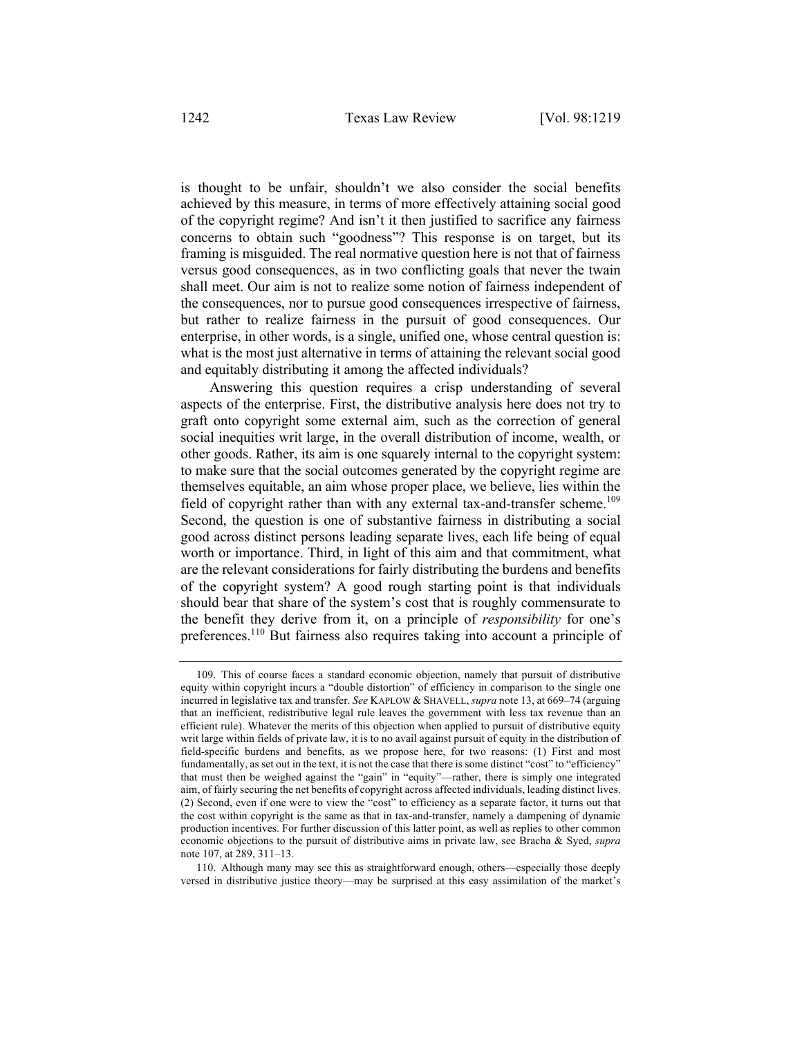is thought to be unfair, shouldn't we also consider the social benefits achieved by this measure, in terms of more effectively attaining social good of the copyright regime? And isn't it then justified to sacrifice any fairness concerns to obtain such "goodness"? This response is on target, but its framing is misguided. The real normative question here is not that of fairness versus good consequences, as in two conflicting goals that never the twain shall meet. Our aim is not to realize some notion of fairness independent of the consequences, nor to pursue good consequences irrespective of fairness, but rather to realize fairness in the pursuit of good consequences. Our enterprise, in other words, is a single, unified one, whose central question is: what is the most just alternative in terms of attaining the relevant social good and equitably distributing it among the affected individuals?

Answering this question requires a crisp understanding of several aspects of the enterprise. First, the distributive analysis here does not try to graft onto copyright some external aim, such as the correction of general social inequities writ large, in the overall distribution of income, wealth, or other goods. Rather, its aim is one squarely internal to the copyright system: to make sure that the social outcomes generated by the copyright regime are themselves equitable, an aim whose proper place, we believe, lies within the field of copyright rather than with any external tax-and-transfer scheme.[109] Second, the question is one of substantive fairness in distributing a social good across distinct persons leading separate lives, each life being of equal worth or importance. Third, in light of this aim and that commitment, what are the relevant considerations for fairly distributing the burdens and benefits of the copyright system? A good rough starting point is that individuals should bear that share of the system's cost that is roughly commensurate to the benefit they derive from it, on a principle of *responsibility* for one's preferences.[110] But fairness also requires taking into account a principle of

---

109. This of course faces a standard economic objection, namely that pursuit of distributive equity within copyright incurs a "double distortion" of efficiency in comparison to the single one incurred in legislative tax and transfer. *See* KAPLOW & SHAVELL, *supra* note 13, at 669–74 (arguing that an inefficient, redistributive legal rule leaves the government with less tax revenue than an efficient rule). Whatever the merits of this objection when applied to pursuit of distributive equity writ large within fields of private law, it is to no avail against pursuit of equity in the distribution of field-specific burdens and benefits, as we propose here, for two reasons: (1) First and most fundamentally, as set out in the text, it is not the case that there is some distinct "cost" to "efficiency" that must then be weighed against the "gain" in "equity"—rather, there is simply one integrated aim, of fairly securing the net benefits of copyright across affected individuals, leading distinct lives. (2) Second, even if one were to view the "cost" to efficiency as a separate factor, it turns out that the cost within copyright is the same as that in tax-and-transfer, namely a dampening of dynamic production incentives. For further discussion of this latter point, as well as replies to other common economic objections to the pursuit of distributive aims in private law, see Bracha & Syed, *supra* note 107, at 289, 311–13.

110. Although many may see this as straightforward enough, others—especially those deeply versed in distributive justice theory—may be surprised at this easy assimilation of the market's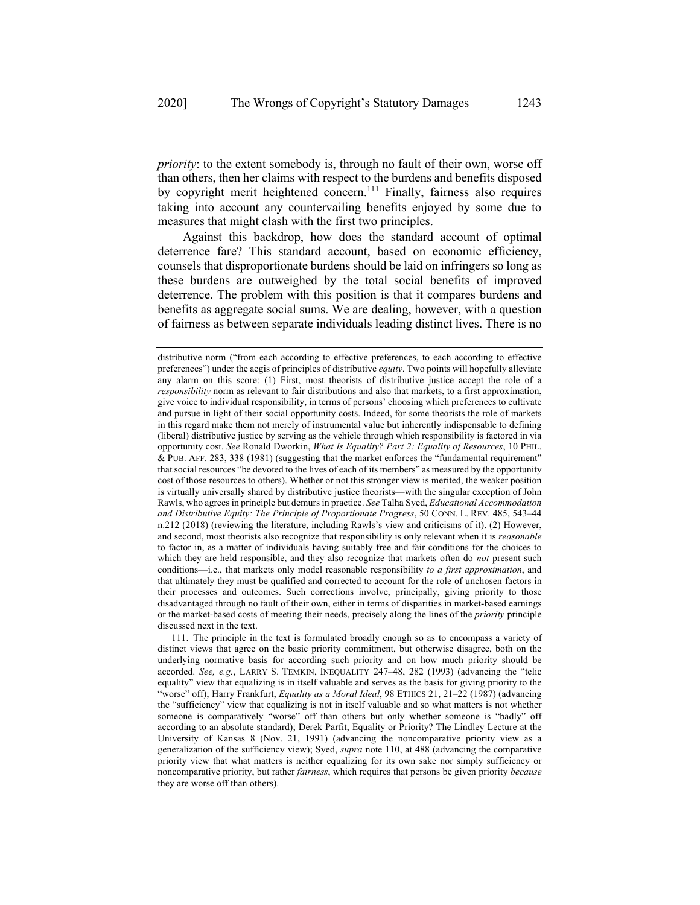*priority*: to the extent somebody is, through no fault of their own, worse off than others, then her claims with respect to the burdens and benefits disposed by copyright merit heightened concern.[111] Finally, fairness also requires taking into account any countervailing benefits enjoyed by some due to measures that might clash with the first two principles.

Against this backdrop, how does the standard account of optimal deterrence fare? This standard account, based on economic efficiency, counsels that disproportionate burdens should be laid on infringers so long as these burdens are outweighed by the total social benefits of improved deterrence. The problem with this position is that it compares burdens and benefits as aggregate social sums. We are dealing, however, with a question of fairness as between separate individuals leading distinct lives. There is no

---

distributive norm ("from each according to effective preferences, to each according to effective preferences") under the aegis of principles of distributive *equity*. Two points will hopefully alleviate any alarm on this score: (1) First, most theorists of distributive justice accept the role of a *responsibility* norm as relevant to fair distributions and also that markets, to a first approximation, give voice to individual responsibility, in terms of persons' choosing which preferences to cultivate and pursue in light of their social opportunity costs. Indeed, for some theorists the role of markets in this regard make them not merely of instrumental value but inherently indispensable to defining (liberal) distributive justice by serving as the vehicle through which responsibility is factored in via opportunity cost. *See* Ronald Dworkin, *What Is Equality? Part 2: Equality of Resources*, 10 PHIL. & PUB. AFF. 283, 338 (1981) (suggesting that the market enforces the "fundamental requirement" that social resources "be devoted to the lives of each of its members" as measured by the opportunity cost of those resources to others). Whether or not this stronger view is merited, the weaker position is virtually universally shared by distributive justice theorists—with the singular exception of John Rawls, who agrees in principle but demurs in practice. *See* Talha Syed, *Educational Accommodation and Distributive Equity: The Principle of Proportionate Progress*, 50 CONN. L. REV. 485, 543–44 n.212 (2018) (reviewing the literature, including Rawls's view and criticisms of it). (2) However, and second, most theorists also recognize that responsibility is only relevant when it is *reasonable* to factor in, as a matter of individuals having suitably free and fair conditions for the choices to which they are held responsible, and they also recognize that markets often do *not* present such conditions—i.e., that markets only model reasonable responsibility *to a first approximation*, and that ultimately they must be qualified and corrected to account for the role of unchosen factors in their processes and outcomes. Such corrections involve, principally, giving priority to those disadvantaged through no fault of their own, either in terms of disparities in market-based earnings or the market-based costs of meeting their needs, precisely along the lines of the *priority* principle discussed next in the text.

111. The principle in the text is formulated broadly enough so as to encompass a variety of distinct views that agree on the basic priority commitment, but otherwise disagree, both on the underlying normative basis for according such priority and on how much priority should be accorded. *See, e.g.*, LARRY S. TEMKIN, INEQUALITY 247–48, 282 (1993) (advancing the "telic equality" view that equalizing is in itself valuable and serves as the basis for giving priority to the "worse" off); Harry Frankfurt, *Equality as a Moral Ideal*, 98 ETHICS 21, 21–22 (1987) (advancing the "sufficiency" view that equalizing is not in itself valuable and so what matters is not whether someone is comparatively "worse" off than others but only whether someone is "badly" off according to an absolute standard); Derek Parfit, Equality or Priority? The Lindley Lecture at the University of Kansas 8 (Nov. 21, 1991) (advancing the noncomparative priority view as a generalization of the sufficiency view); Syed, *supra* note 110, at 488 (advancing the comparative priority view that what matters is neither equalizing for its own sake nor simply sufficiency or noncomparative priority, but rather *fairness*, which requires that persons be given priority *because* they are worse off than others).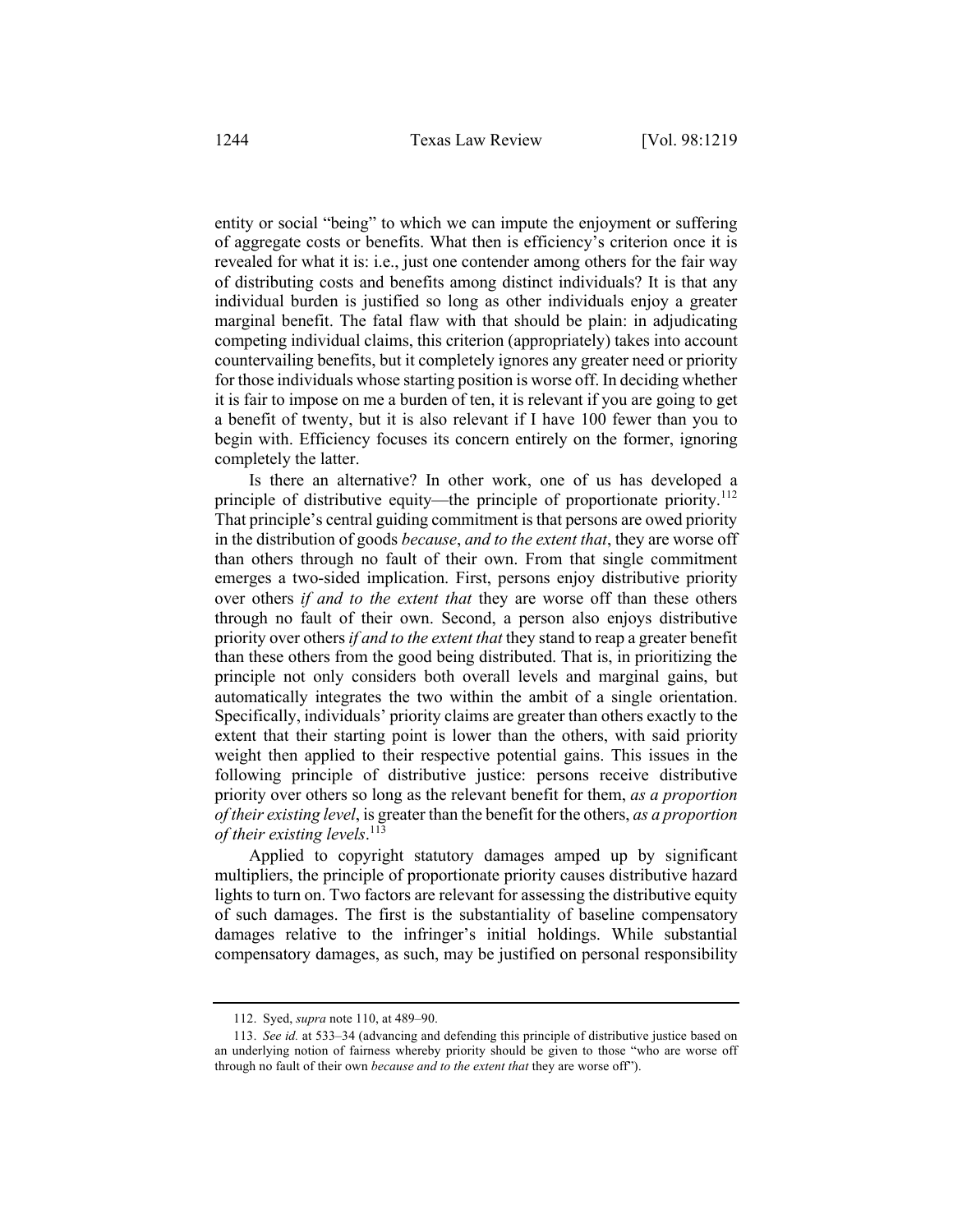entity or social "being" to which we can impute the enjoyment or suffering of aggregate costs or benefits. What then is efficiency's criterion once it is revealed for what it is: i.e., just one contender among others for the fair way of distributing costs and benefits among distinct individuals? It is that any individual burden is justified so long as other individuals enjoy a greater marginal benefit. The fatal flaw with that should be plain: in adjudicating competing individual claims, this criterion (appropriately) takes into account countervailing benefits, but it completely ignores any greater need or priority for those individuals whose starting position is worse off. In deciding whether it is fair to impose on me a burden of ten, it is relevant if you are going to get a benefit of twenty, but it is also relevant if I have 100 fewer than you to begin with. Efficiency focuses its concern entirely on the former, ignoring completely the latter.

Is there an alternative? In other work, one of us has developed a principle of distributive equity—the principle of proportionate priority.[112] That principle's central guiding commitment is that persons are owed priority in the distribution of goods *because*, *and to the extent that*, they are worse off than others through no fault of their own. From that single commitment emerges a two-sided implication. First, persons enjoy distributive priority over others *if and to the extent that* they are worse off than these others through no fault of their own. Second, a person also enjoys distributive priority over others *if and to the extent that* they stand to reap a greater benefit than these others from the good being distributed. That is, in prioritizing the principle not only considers both overall levels and marginal gains, but automatically integrates the two within the ambit of a single orientation. Specifically, individuals' priority claims are greater than others exactly to the extent that their starting point is lower than the others, with said priority weight then applied to their respective potential gains. This issues in the following principle of distributive justice: persons receive distributive priority over others so long as the relevant benefit for them, *as a proportion of their existing level*, is greater than the benefit for the others, *as a proportion of their existing levels*.[113]

Applied to copyright statutory damages amped up by significant multipliers, the principle of proportionate priority causes distributive hazard lights to turn on. Two factors are relevant for assessing the distributive equity of such damages. The first is the substantiality of baseline compensatory damages relative to the infringer's initial holdings. While substantial compensatory damages, as such, may be justified on personal responsibility

---

112. Syed, *supra* note 110, at 489–90.

113. *See id.* at 533–34 (advancing and defending this principle of distributive justice based on an underlying notion of fairness whereby priority should be given to those "who are worse off through no fault of their own *because and to the extent that* they are worse off").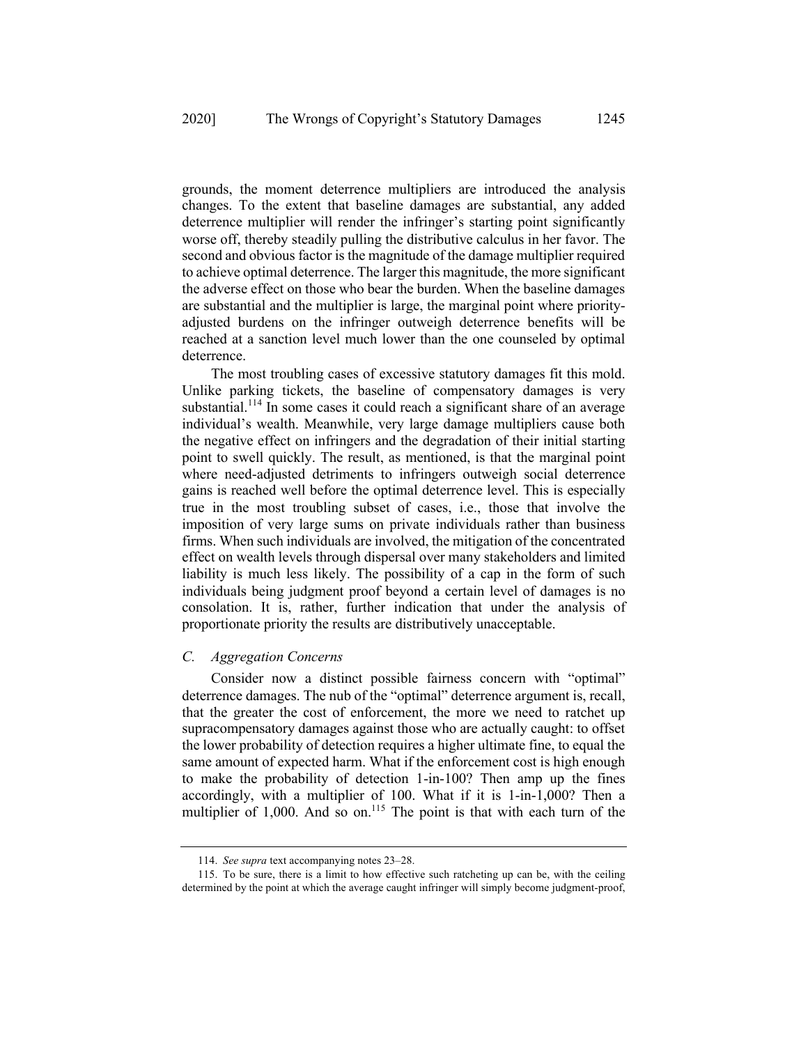grounds, the moment deterrence multipliers are introduced the analysis changes. To the extent that baseline damages are substantial, any added deterrence multiplier will render the infringer's starting point significantly worse off, thereby steadily pulling the distributive calculus in her favor. The second and obvious factor is the magnitude of the damage multiplier required to achieve optimal deterrence. The larger this magnitude, the more significant the adverse effect on those who bear the burden. When the baseline damages are substantial and the multiplier is large, the marginal point where priority-adjusted burdens on the infringer outweigh deterrence benefits will be reached at a sanction level much lower than the one counseled by optimal deterrence.

The most troubling cases of excessive statutory damages fit this mold. Unlike parking tickets, the baseline of compensatory damages is very substantial.[114] In some cases it could reach a significant share of an average individual's wealth. Meanwhile, very large damage multipliers cause both the negative effect on infringers and the degradation of their initial starting point to swell quickly. The result, as mentioned, is that the marginal point where need-adjusted detriments to infringers outweigh social deterrence gains is reached well before the optimal deterrence level. This is especially true in the most troubling subset of cases, i.e., those that involve the imposition of very large sums on private individuals rather than business firms. When such individuals are involved, the mitigation of the concentrated effect on wealth levels through dispersal over many stakeholders and limited liability is much less likely. The possibility of a cap in the form of such individuals being judgment proof beyond a certain level of damages is no consolation. It is, rather, further indication that under the analysis of proportionate priority the results are distributively unacceptable.

### *C. Aggregation Concerns*

Consider now a distinct possible fairness concern with "optimal" deterrence damages. The nub of the "optimal" deterrence argument is, recall, that the greater the cost of enforcement, the more we need to ratchet up supracompensatory damages against those who are actually caught: to offset the lower probability of detection requires a higher ultimate fine, to equal the same amount of expected harm. What if the enforcement cost is high enough to make the probability of detection 1-in-100? Then amp up the fines accordingly, with a multiplier of 100. What if it is 1-in-1,000? Then a multiplier of 1,000. And so on.[115] The point is that with each turn of the

---

114. *See supra* text accompanying notes 23–28.

115. To be sure, there is a limit to how effective such ratcheting up can be, with the ceiling determined by the point at which the average caught infringer will simply become judgment-proof,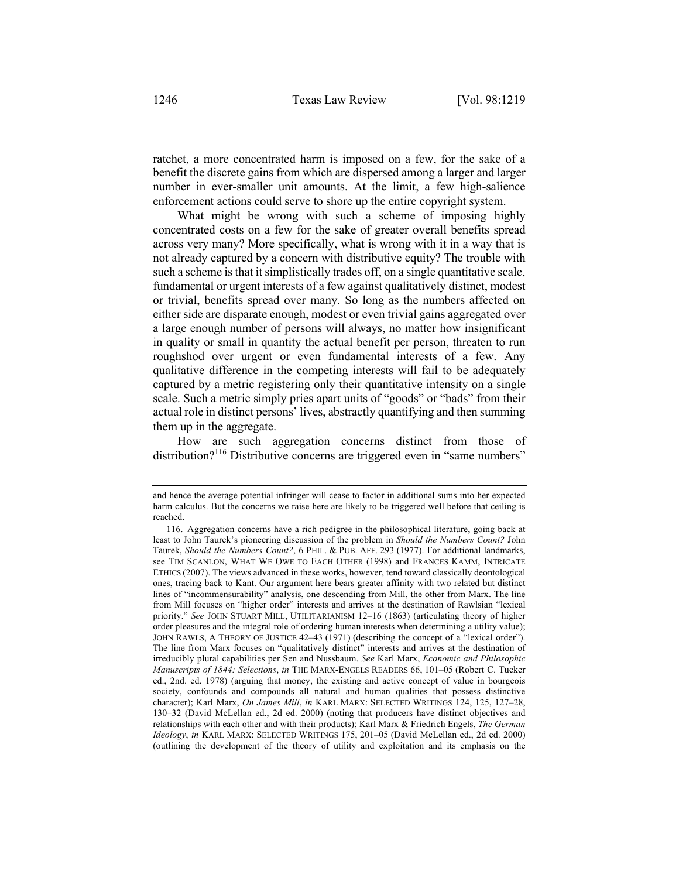ratchet, a more concentrated harm is imposed on a few, for the sake of a benefit the discrete gains from which are dispersed among a larger and larger number in ever-smaller unit amounts. At the limit, a few high-salience enforcement actions could serve to shore up the entire copyright system.

What might be wrong with such a scheme of imposing highly concentrated costs on a few for the sake of greater overall benefits spread across very many? More specifically, what is wrong with it in a way that is not already captured by a concern with distributive equity? The trouble with such a scheme is that it simplistically trades off, on a single quantitative scale, fundamental or urgent interests of a few against qualitatively distinct, modest or trivial, benefits spread over many. So long as the numbers affected on either side are disparate enough, modest or even trivial gains aggregated over a large enough number of persons will always, no matter how insignificant in quality or small in quantity the actual benefit per person, threaten to run roughshod over urgent or even fundamental interests of a few. Any qualitative difference in the competing interests will fail to be adequately captured by a metric registering only their quantitative intensity on a single scale. Such a metric simply pries apart units of "goods" or "bads" from their actual role in distinct persons' lives, abstractly quantifying and then summing them up in the aggregate.

How are such aggregation concerns distinct from those of distribution?[116] Distributive concerns are triggered even in "same numbers"

---

and hence the average potential infringer will cease to factor in additional sums into her expected harm calculus. But the concerns we raise here are likely to be triggered well before that ceiling is reached.

116. Aggregation concerns have a rich pedigree in the philosophical literature, going back at least to John Taurek's pioneering discussion of the problem in *Should the Numbers Count?* John Taurek, *Should the Numbers Count?*, 6 PHIL. & PUB. AFF. 293 (1977). For additional landmarks, see TIM SCANLON, WHAT WE OWE TO EACH OTHER (1998) and FRANCES KAMM, INTRICATE ETHICS (2007). The views advanced in these works, however, tend toward classically deontological ones, tracing back to Kant. Our argument here bears greater affinity with two related but distinct lines of "incommensurability" analysis, one descending from Mill, the other from Marx. The line from Mill focuses on "higher order" interests and arrives at the destination of Rawlsian "lexical priority." *See* JOHN STUART MILL, UTILITARIANISM 12–16 (1863) (articulating theory of higher order pleasures and the integral role of ordering human interests when determining a utility value); JOHN RAWLS, A THEORY OF JUSTICE 42–43 (1971) (describing the concept of a "lexical order"). The line from Marx focuses on "qualitatively distinct" interests and arrives at the destination of irreducibly plural capabilities per Sen and Nussbaum. *See* Karl Marx, *Economic and Philosophic Manuscripts of 1844: Selections*, *in* THE MARX-ENGELS READERS 66, 101–05 (Robert C. Tucker ed., 2nd. ed. 1978) (arguing that money, the existing and active concept of value in bourgeois society, confounds and compounds all natural and human qualities that possess distinctive character); Karl Marx, *On James Mill*, *in* KARL MARX: SELECTED WRITINGS 124, 125, 127–28, 130–32 (David McLellan ed., 2d ed. 2000) (noting that producers have distinct objectives and relationships with each other and with their products); Karl Marx & Friedrich Engels, *The German Ideology*, *in* KARL MARX: SELECTED WRITINGS 175, 201–05 (David McLellan ed., 2d ed. 2000) (outlining the development of the theory of utility and exploitation and its emphasis on the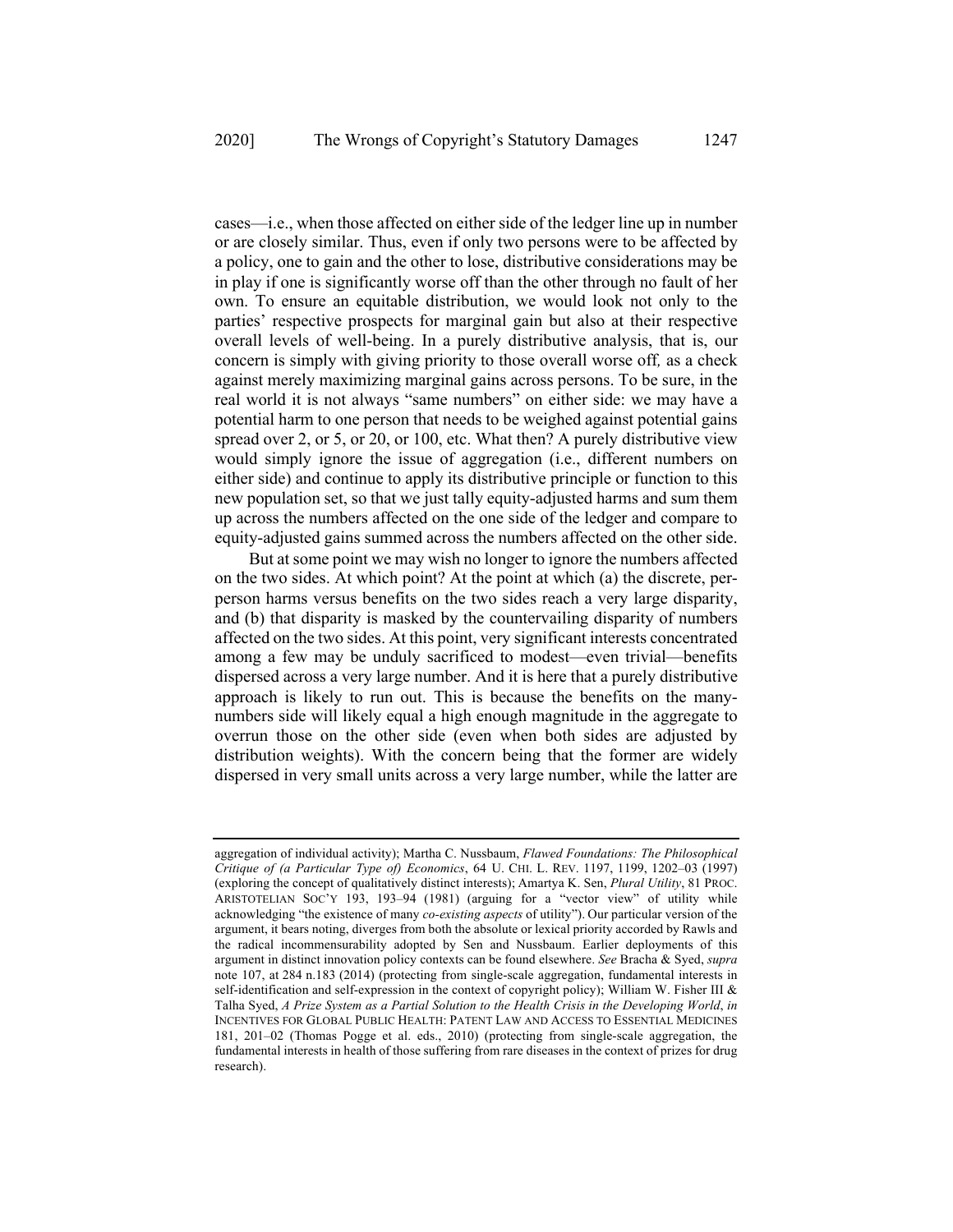cases—i.e., when those affected on either side of the ledger line up in number or are closely similar. Thus, even if only two persons were to be affected by a policy, one to gain and the other to lose, distributive considerations may be in play if one is significantly worse off than the other through no fault of her own. To ensure an equitable distribution, we would look not only to the parties' respective prospects for marginal gain but also at their respective overall levels of well-being. In a purely distributive analysis, that is, our concern is simply with giving priority to those overall worse off*,* as a check against merely maximizing marginal gains across persons. To be sure, in the real world it is not always "same numbers" on either side: we may have a potential harm to one person that needs to be weighed against potential gains spread over 2, or 5, or 20, or 100, etc. What then? A purely distributive view would simply ignore the issue of aggregation (i.e., different numbers on either side) and continue to apply its distributive principle or function to this new population set, so that we just tally equity-adjusted harms and sum them up across the numbers affected on the one side of the ledger and compare to equity-adjusted gains summed across the numbers affected on the other side.

But at some point we may wish no longer to ignore the numbers affected on the two sides. At which point? At the point at which (a) the discrete, per-person harms versus benefits on the two sides reach a very large disparity, and (b) that disparity is masked by the countervailing disparity of numbers affected on the two sides. At this point, very significant interests concentrated among a few may be unduly sacrificed to modest—even trivial—benefits dispersed across a very large number. And it is here that a purely distributive approach is likely to run out. This is because the benefits on the many-numbers side will likely equal a high enough magnitude in the aggregate to overrun those on the other side (even when both sides are adjusted by distribution weights). With the concern being that the former are widely dispersed in very small units across a very large number, while the latter are

---

aggregation of individual activity); Martha C. Nussbaum, *Flawed Foundations: The Philosophical Critique of (a Particular Type of) Economics*, 64 U. CHI. L. REV. 1197, 1199, 1202–03 (1997) (exploring the concept of qualitatively distinct interests); Amartya K. Sen, *Plural Utility*, 81 PROC. ARISTOTELIAN SOC'Y 193, 193–94 (1981) (arguing for a "vector view" of utility while acknowledging "the existence of many *co-existing aspects* of utility"). Our particular version of the argument, it bears noting, diverges from both the absolute or lexical priority accorded by Rawls and the radical incommensurability adopted by Sen and Nussbaum. Earlier deployments of this argument in distinct innovation policy contexts can be found elsewhere. *See* Bracha & Syed, *supra* note 107, at 284 n.183 (2014) (protecting from single-scale aggregation, fundamental interests in self-identification and self-expression in the context of copyright policy); William W. Fisher III & Talha Syed, *A Prize System as a Partial Solution to the Health Crisis in the Developing World*, *in* INCENTIVES FOR GLOBAL PUBLIC HEALTH: PATENT LAW AND ACCESS TO ESSENTIAL MEDICINES 181, 201–02 (Thomas Pogge et al. eds., 2010) (protecting from single-scale aggregation, the fundamental interests in health of those suffering from rare diseases in the context of prizes for drug research).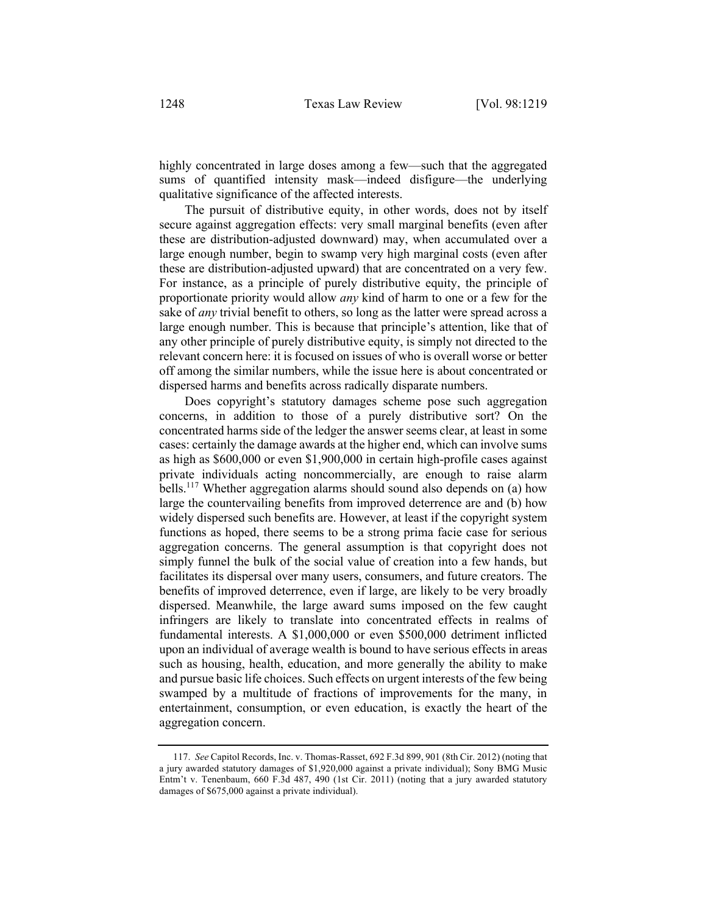highly concentrated in large doses among a few—such that the aggregated sums of quantified intensity mask—indeed disfigure—the underlying qualitative significance of the affected interests.

The pursuit of distributive equity, in other words, does not by itself secure against aggregation effects: very small marginal benefits (even after these are distribution-adjusted downward) may, when accumulated over a large enough number, begin to swamp very high marginal costs (even after these are distribution-adjusted upward) that are concentrated on a very few. For instance, as a principle of purely distributive equity, the principle of proportionate priority would allow *any* kind of harm to one or a few for the sake of *any* trivial benefit to others, so long as the latter were spread across a large enough number. This is because that principle's attention, like that of any other principle of purely distributive equity, is simply not directed to the relevant concern here: it is focused on issues of who is overall worse or better off among the similar numbers, while the issue here is about concentrated or dispersed harms and benefits across radically disparate numbers.

Does copyright's statutory damages scheme pose such aggregation concerns, in addition to those of a purely distributive sort? On the concentrated harms side of the ledger the answer seems clear, at least in some cases: certainly the damage awards at the higher end, which can involve sums as high as $600,000 or even $1,900,000 in certain high-profile cases against private individuals acting noncommercially, are enough to raise alarm bells.[117] Whether aggregation alarms should sound also depends on (a) how large the countervailing benefits from improved deterrence are and (b) how widely dispersed such benefits are. However, at least if the copyright system functions as hoped, there seems to be a strong prima facie case for serious aggregation concerns. The general assumption is that copyright does not simply funnel the bulk of the social value of creation into a few hands, but facilitates its dispersal over many users, consumers, and future creators. The benefits of improved deterrence, even if large, are likely to be very broadly dispersed. Meanwhile, the large award sums imposed on the few caught infringers are likely to translate into concentrated effects in realms of fundamental interests. A $1,000,000 or even $500,000 detriment inflicted upon an individual of average wealth is bound to have serious effects in areas such as housing, health, education, and more generally the ability to make and pursue basic life choices. Such effects on urgent interests of the few being swamped by a multitude of fractions of improvements for the many, in entertainment, consumption, or even education, is exactly the heart of the aggregation concern.

117. *See* Capitol Records, Inc. v. Thomas-Rasset, 692 F.3d 899, 901 (8th Cir. 2012) (noting that a jury awarded statutory damages of $1,920,000 against a private individual); Sony BMG Music Entm't v. Tenenbaum, 660 F.3d 487, 490 (1st Cir. 2011) (noting that a jury awarded statutory damages of $675,000 against a private individual).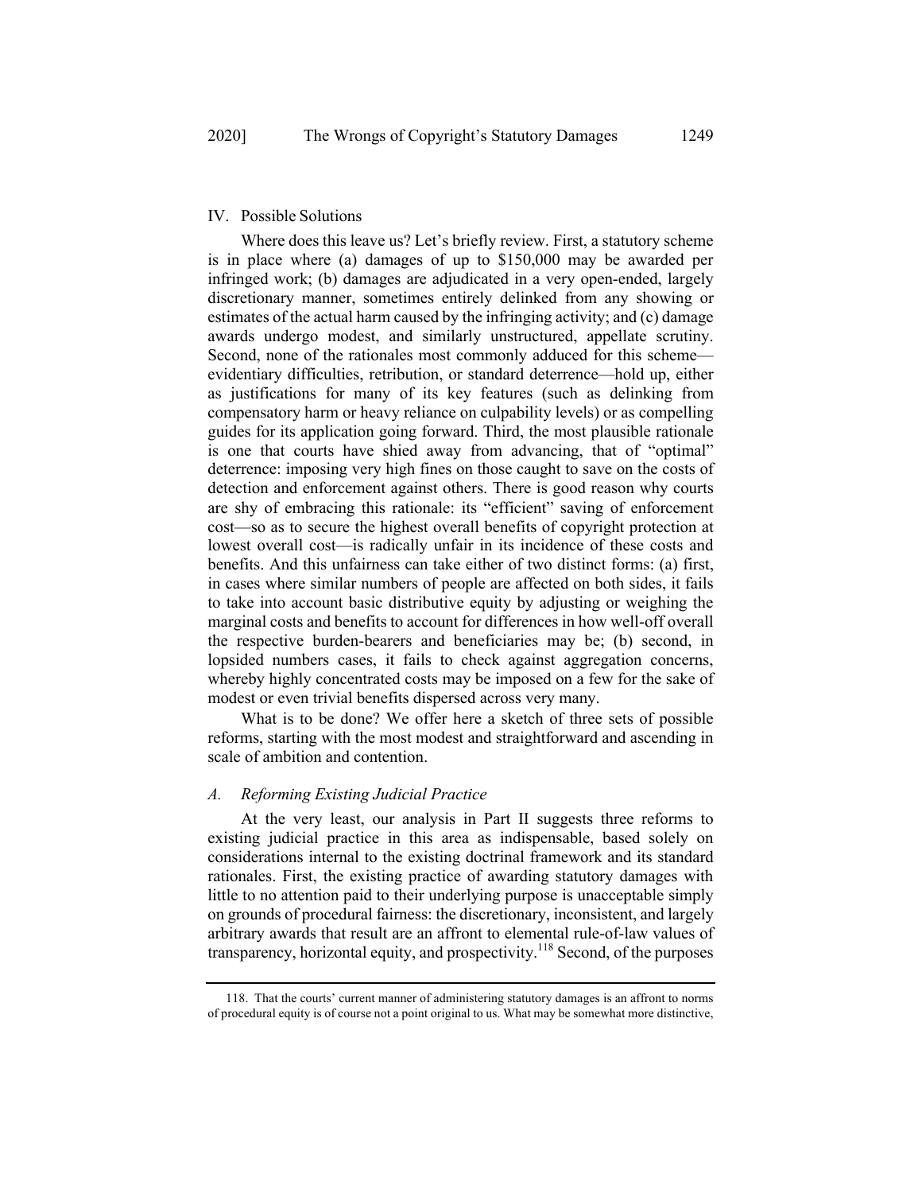## IV. Possible Solutions

Where does this leave us? Let's briefly review. First, a statutory scheme is in place where (a) damages of up to $150,000 may be awarded per infringed work; (b) damages are adjudicated in a very open-ended, largely discretionary manner, sometimes entirely delinked from any showing or estimates of the actual harm caused by the infringing activity; and (c) damage awards undergo modest, and similarly unstructured, appellate scrutiny. Second, none of the rationales most commonly adduced for this scheme—evidentiary difficulties, retribution, or standard deterrence—hold up, either as justifications for many of its key features (such as delinking from compensatory harm or heavy reliance on culpability levels) or as compelling guides for its application going forward. Third, the most plausible rationale is one that courts have shied away from advancing, that of "optimal" deterrence: imposing very high fines on those caught to save on the costs of detection and enforcement against others. There is good reason why courts are shy of embracing this rationale: its "efficient" saving of enforcement cost—so as to secure the highest overall benefits of copyright protection at lowest overall cost—is radically unfair in its incidence of these costs and benefits. And this unfairness can take either of two distinct forms: (a) first, in cases where similar numbers of people are affected on both sides, it fails to take into account basic distributive equity by adjusting or weighing the marginal costs and benefits to account for differences in how well-off overall the respective burden-bearers and beneficiaries may be; (b) second, in lopsided numbers cases, it fails to check against aggregation concerns, whereby highly concentrated costs may be imposed on a few for the sake of modest or even trivial benefits dispersed across very many.

What is to be done? We offer here a sketch of three sets of possible reforms, starting with the most modest and straightforward and ascending in scale of ambition and contention.

### *A. Reforming Existing Judicial Practice*

At the very least, our analysis in Part II suggests three reforms to existing judicial practice in this area as indispensable, based solely on considerations internal to the existing doctrinal framework and its standard rationales. First, the existing practice of awarding statutory damages with little to no attention paid to their underlying purpose is unacceptable simply on grounds of procedural fairness: the discretionary, inconsistent, and largely arbitrary awards that result are an affront to elemental rule-of-law values of transparency, horizontal equity, and prospectivity.[118] Second, of the purposes

118. That the courts' current manner of administering statutory damages is an affront to norms of procedural equity is of course not a point original to us. What may be somewhat more distinctive,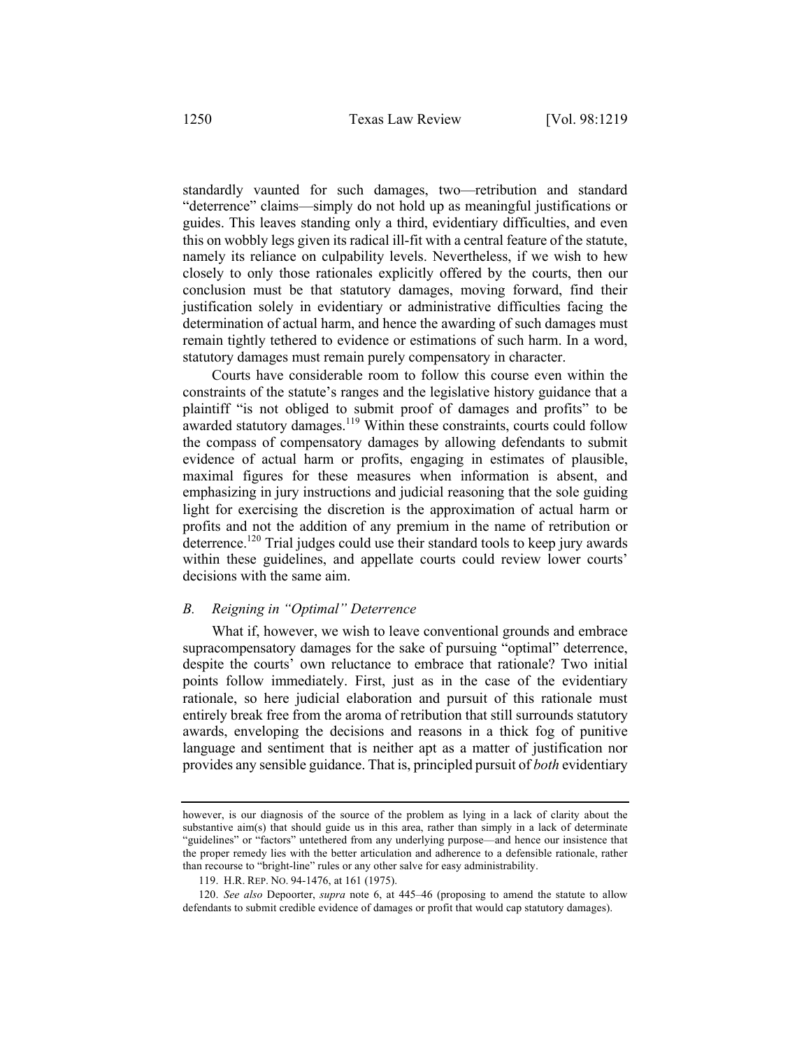standardly vaunted for such damages, two—retribution and standard "deterrence" claims—simply do not hold up as meaningful justifications or guides. This leaves standing only a third, evidentiary difficulties, and even this on wobbly legs given its radical ill-fit with a central feature of the statute, namely its reliance on culpability levels. Nevertheless, if we wish to hew closely to only those rationales explicitly offered by the courts, then our conclusion must be that statutory damages, moving forward, find their justification solely in evidentiary or administrative difficulties facing the determination of actual harm, and hence the awarding of such damages must remain tightly tethered to evidence or estimations of such harm. In a word, statutory damages must remain purely compensatory in character.

Courts have considerable room to follow this course even within the constraints of the statute's ranges and the legislative history guidance that a plaintiff "is not obliged to submit proof of damages and profits" to be awarded statutory damages.[119] Within these constraints, courts could follow the compass of compensatory damages by allowing defendants to submit evidence of actual harm or profits, engaging in estimates of plausible, maximal figures for these measures when information is absent, and emphasizing in jury instructions and judicial reasoning that the sole guiding light for exercising the discretion is the approximation of actual harm or profits and not the addition of any premium in the name of retribution or deterrence.[120] Trial judges could use their standard tools to keep jury awards within these guidelines, and appellate courts could review lower courts' decisions with the same aim.

### *B. Reigning in "Optimal" Deterrence*

What if, however, we wish to leave conventional grounds and embrace supracompensatory damages for the sake of pursuing "optimal" deterrence, despite the courts' own reluctance to embrace that rationale? Two initial points follow immediately. First, just as in the case of the evidentiary rationale, so here judicial elaboration and pursuit of this rationale must entirely break free from the aroma of retribution that still surrounds statutory awards, enveloping the decisions and reasons in a thick fog of punitive language and sentiment that is neither apt as a matter of justification nor provides any sensible guidance. That is, principled pursuit of *both* evidentiary

---

however, is our diagnosis of the source of the problem as lying in a lack of clarity about the substantive aim(s) that should guide us in this area, rather than simply in a lack of determinate "guidelines" or "factors" untethered from any underlying purpose—and hence our insistence that the proper remedy lies with the better articulation and adherence to a defensible rationale, rather than recourse to "bright-line" rules or any other salve for easy administrability.

119. H.R. REP. NO. 94-1476, at 161 (1975).

120. *See also* Depoorter, *supra* note 6, at 445–46 (proposing to amend the statute to allow defendants to submit credible evidence of damages or profit that would cap statutory damages).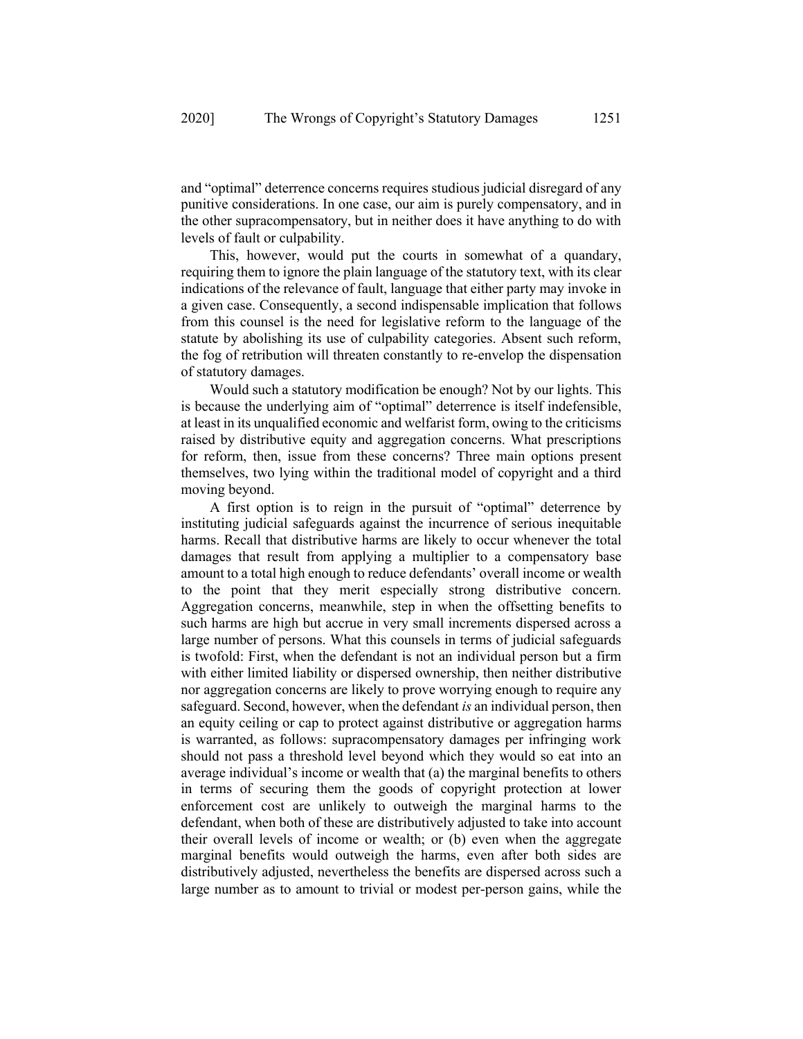and "optimal" deterrence concerns requires studious judicial disregard of any punitive considerations. In one case, our aim is purely compensatory, and in the other supracompensatory, but in neither does it have anything to do with levels of fault or culpability.

This, however, would put the courts in somewhat of a quandary, requiring them to ignore the plain language of the statutory text, with its clear indications of the relevance of fault, language that either party may invoke in a given case. Consequently, a second indispensable implication that follows from this counsel is the need for legislative reform to the language of the statute by abolishing its use of culpability categories. Absent such reform, the fog of retribution will threaten constantly to re-envelop the dispensation of statutory damages.

Would such a statutory modification be enough? Not by our lights. This is because the underlying aim of "optimal" deterrence is itself indefensible, at least in its unqualified economic and welfarist form, owing to the criticisms raised by distributive equity and aggregation concerns. What prescriptions for reform, then, issue from these concerns? Three main options present themselves, two lying within the traditional model of copyright and a third moving beyond.

A first option is to reign in the pursuit of "optimal" deterrence by instituting judicial safeguards against the incurrence of serious inequitable harms. Recall that distributive harms are likely to occur whenever the total damages that result from applying a multiplier to a compensatory base amount to a total high enough to reduce defendants' overall income or wealth to the point that they merit especially strong distributive concern. Aggregation concerns, meanwhile, step in when the offsetting benefits to such harms are high but accrue in very small increments dispersed across a large number of persons. What this counsels in terms of judicial safeguards is twofold: First, when the defendant is not an individual person but a firm with either limited liability or dispersed ownership, then neither distributive nor aggregation concerns are likely to prove worrying enough to require any safeguard. Second, however, when the defendant *is* an individual person, then an equity ceiling or cap to protect against distributive or aggregation harms is warranted, as follows: supracompensatory damages per infringing work should not pass a threshold level beyond which they would so eat into an average individual's income or wealth that (a) the marginal benefits to others in terms of securing them the goods of copyright protection at lower enforcement cost are unlikely to outweigh the marginal harms to the defendant, when both of these are distributively adjusted to take into account their overall levels of income or wealth; or (b) even when the aggregate marginal benefits would outweigh the harms, even after both sides are distributively adjusted, nevertheless the benefits are dispersed across such a large number as to amount to trivial or modest per-person gains, while the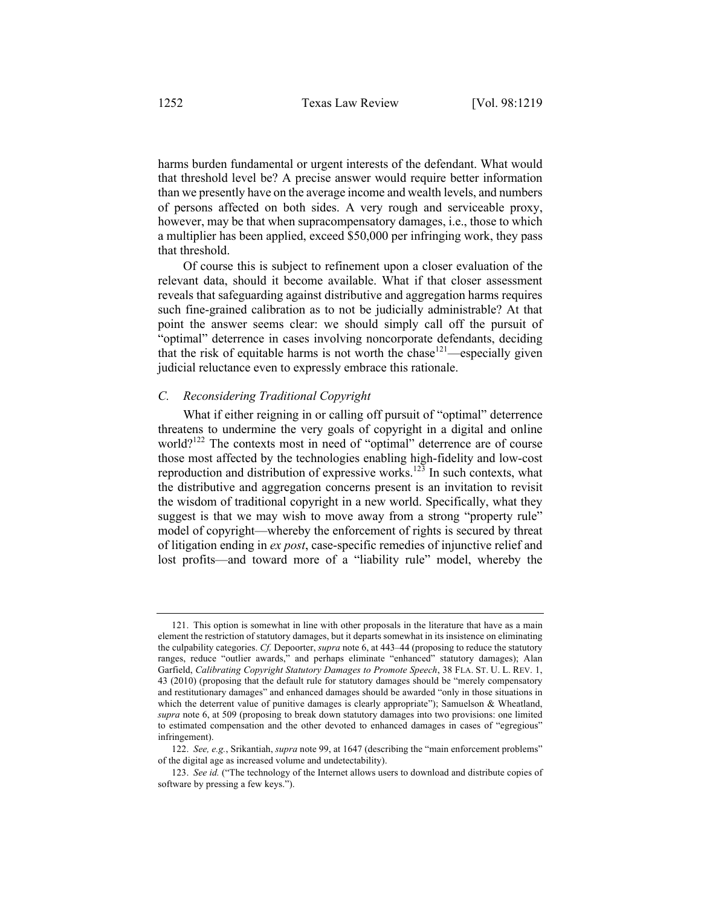harms burden fundamental or urgent interests of the defendant. What would that threshold level be? A precise answer would require better information than we presently have on the average income and wealth levels, and numbers of persons affected on both sides. A very rough and serviceable proxy, however, may be that when supracompensatory damages, i.e., those to which a multiplier has been applied, exceed $50,000 per infringing work, they pass that threshold.

Of course this is subject to refinement upon a closer evaluation of the relevant data, should it become available. What if that closer assessment reveals that safeguarding against distributive and aggregation harms requires such fine-grained calibration as to not be judicially administrable? At that point the answer seems clear: we should simply call off the pursuit of "optimal" deterrence in cases involving noncorporate defendants, deciding that the risk of equitable harms is not worth the chase[121]—especially given judicial reluctance even to expressly embrace this rationale.

### *C. Reconsidering Traditional Copyright*

What if either reigning in or calling off pursuit of "optimal" deterrence threatens to undermine the very goals of copyright in a digital and online world?[122] The contexts most in need of "optimal" deterrence are of course those most affected by the technologies enabling high-fidelity and low-cost reproduction and distribution of expressive works.[123] In such contexts, what the distributive and aggregation concerns present is an invitation to revisit the wisdom of traditional copyright in a new world. Specifically, what they suggest is that we may wish to move away from a strong "property rule" model of copyright—whereby the enforcement of rights is secured by threat of litigation ending in *ex post*, case-specific remedies of injunctive relief and lost profits—and toward more of a "liability rule" model, whereby the

---

121. This option is somewhat in line with other proposals in the literature that have as a main element the restriction of statutory damages, but it departs somewhat in its insistence on eliminating the culpability categories. *Cf.* Depoorter, *supra* note 6, at 443–44 (proposing to reduce the statutory ranges, reduce "outlier awards," and perhaps eliminate "enhanced" statutory damages); Alan Garfield, *Calibrating Copyright Statutory Damages to Promote Speech*, 38 FLA. ST. U. L. REV. 1, 43 (2010) (proposing that the default rule for statutory damages should be "merely compensatory and restitutionary damages" and enhanced damages should be awarded "only in those situations in which the deterrent value of punitive damages is clearly appropriate"); Samuelson & Wheatland, *supra* note 6, at 509 (proposing to break down statutory damages into two provisions: one limited to estimated compensation and the other devoted to enhanced damages in cases of "egregious" infringement).

122. *See, e.g.*, Srikantiah, *supra* note 99, at 1647 (describing the "main enforcement problems" of the digital age as increased volume and undetectability).

123. *See id.* ("The technology of the Internet allows users to download and distribute copies of software by pressing a few keys.").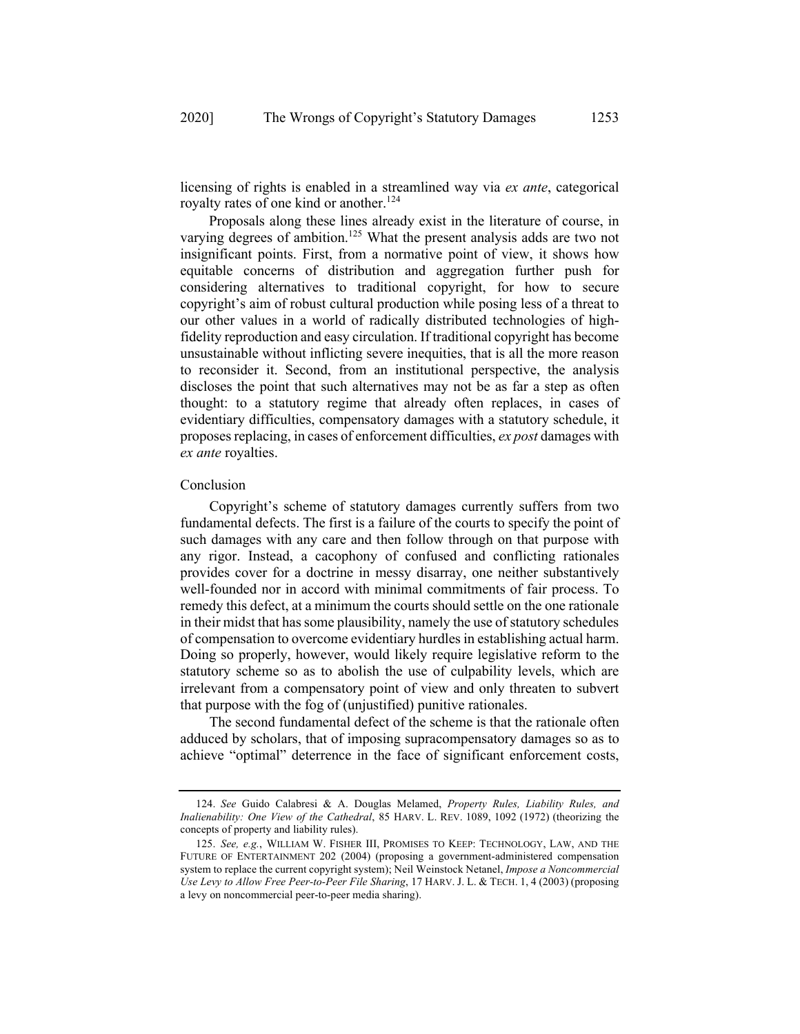licensing of rights is enabled in a streamlined way via *ex ante*, categorical royalty rates of one kind or another.[124]

Proposals along these lines already exist in the literature of course, in varying degrees of ambition.[125] What the present analysis adds are two not insignificant points. First, from a normative point of view, it shows how equitable concerns of distribution and aggregation further push for considering alternatives to traditional copyright, for how to secure copyright's aim of robust cultural production while posing less of a threat to our other values in a world of radically distributed technologies of high-fidelity reproduction and easy circulation. If traditional copyright has become unsustainable without inflicting severe inequities, that is all the more reason to reconsider it. Second, from an institutional perspective, the analysis discloses the point that such alternatives may not be as far a step as often thought: to a statutory regime that already often replaces, in cases of evidentiary difficulties, compensatory damages with a statutory schedule, it proposes replacing, in cases of enforcement difficulties, *ex post* damages with *ex ante* royalties.

## Conclusion

Copyright's scheme of statutory damages currently suffers from two fundamental defects. The first is a failure of the courts to specify the point of such damages with any care and then follow through on that purpose with any rigor. Instead, a cacophony of confused and conflicting rationales provides cover for a doctrine in messy disarray, one neither substantively well-founded nor in accord with minimal commitments of fair process. To remedy this defect, at a minimum the courts should settle on the one rationale in their midst that has some plausibility, namely the use of statutory schedules of compensation to overcome evidentiary hurdles in establishing actual harm. Doing so properly, however, would likely require legislative reform to the statutory scheme so as to abolish the use of culpability levels, which are irrelevant from a compensatory point of view and only threaten to subvert that purpose with the fog of (unjustified) punitive rationales.

The second fundamental defect of the scheme is that the rationale often adduced by scholars, that of imposing supracompensatory damages so as to achieve "optimal" deterrence in the face of significant enforcement costs,

---

124. *See* Guido Calabresi & A. Douglas Melamed, *Property Rules, Liability Rules, and Inalienability: One View of the Cathedral*, 85 HARV. L. REV. 1089, 1092 (1972) (theorizing the concepts of property and liability rules).

125. *See, e.g.*, WILLIAM W. FISHER III, PROMISES TO KEEP: TECHNOLOGY, LAW, AND THE FUTURE OF ENTERTAINMENT 202 (2004) (proposing a government-administered compensation system to replace the current copyright system); Neil Weinstock Netanel, *Impose a Noncommercial Use Levy to Allow Free Peer-to-Peer File Sharing*, 17 HARV. J. L. & TECH. 1, 4 (2003) (proposing a levy on noncommercial peer-to-peer media sharing).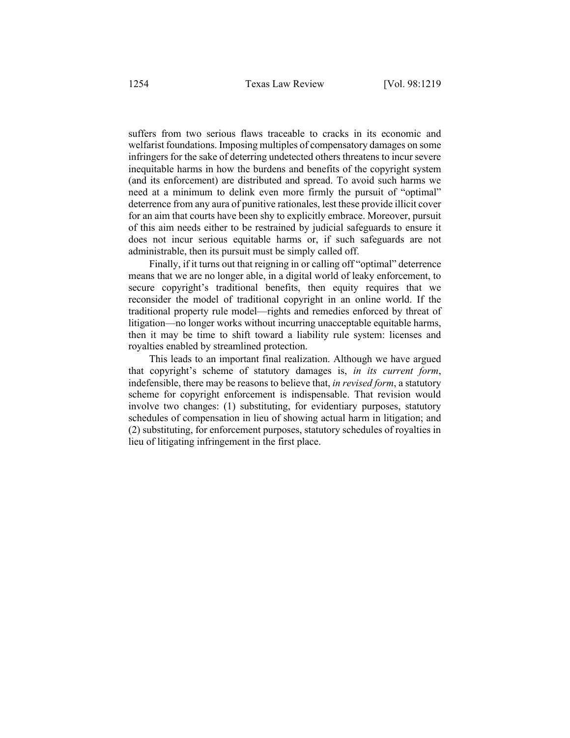suffers from two serious flaws traceable to cracks in its economic and welfarist foundations. Imposing multiples of compensatory damages on some infringers for the sake of deterring undetected others threatens to incur severe inequitable harms in how the burdens and benefits of the copyright system (and its enforcement) are distributed and spread. To avoid such harms we need at a minimum to delink even more firmly the pursuit of "optimal" deterrence from any aura of punitive rationales, lest these provide illicit cover for an aim that courts have been shy to explicitly embrace. Moreover, pursuit of this aim needs either to be restrained by judicial safeguards to ensure it does not incur serious equitable harms or, if such safeguards are not administrable, then its pursuit must be simply called off.

Finally, if it turns out that reigning in or calling off "optimal" deterrence means that we are no longer able, in a digital world of leaky enforcement, to secure copyright's traditional benefits, then equity requires that we reconsider the model of traditional copyright in an online world. If the traditional property rule model—rights and remedies enforced by threat of litigation—no longer works without incurring unacceptable equitable harms, then it may be time to shift toward a liability rule system: licenses and royalties enabled by streamlined protection.

This leads to an important final realization. Although we have argued that copyright's scheme of statutory damages is, *in its current form*, indefensible, there may be reasons to believe that, *in revised form*, a statutory scheme for copyright enforcement is indispensable. That revision would involve two changes: (1) substituting, for evidentiary purposes, statutory schedules of compensation in lieu of showing actual harm in litigation; and (2) substituting, for enforcement purposes, statutory schedules of royalties in lieu of litigating infringement in the first place.